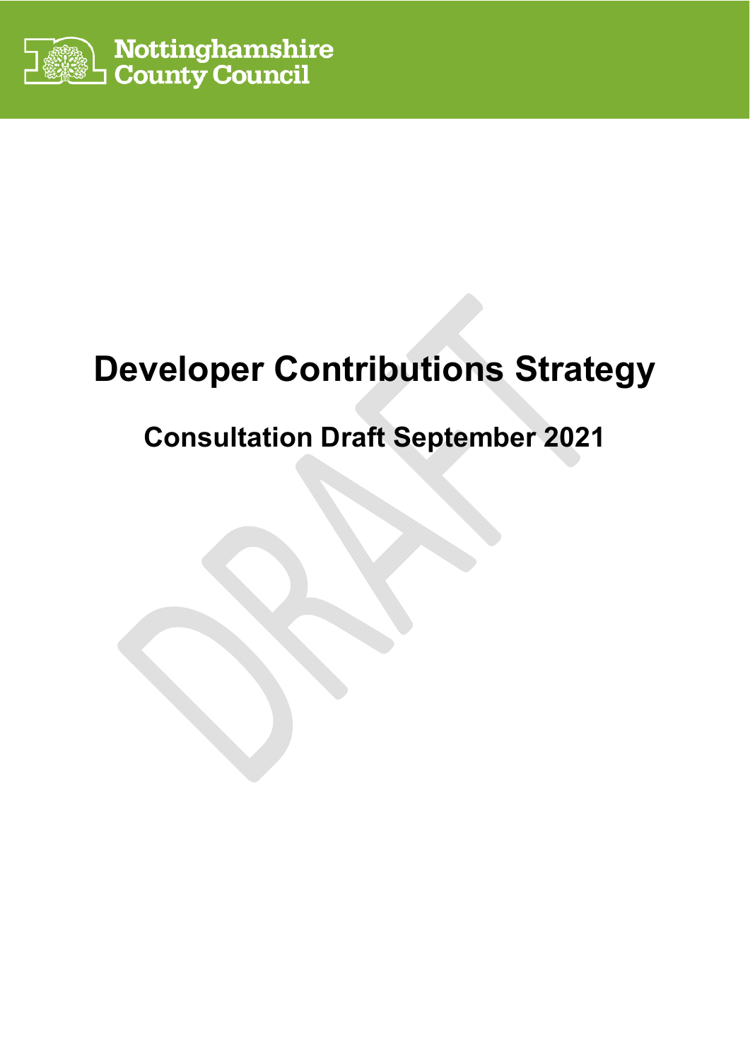Nottinghamshire County Council

# Developer Contributions Strategy

## Consultation Draft September 2021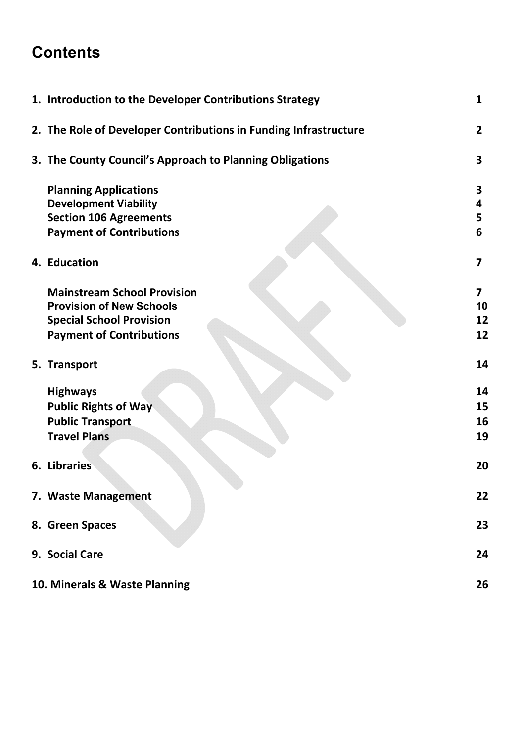# Contents

| | |
|---|---|
| **1. Introduction to the Developer Contributions Strategy** | **1** |
| **2. The Role of Developer Contributions in Funding Infrastructure** | **2** |
| **3. The County Council's Approach to Planning Obligations** | **3** |
| **Planning Applications** | **3** |
| **Development Viability** | **4** |
| **Section 106 Agreements** | **5** |
| **Payment of Contributions** | **6** |
| **4. Education** | **7** |
| **Mainstream School Provision** | **7** |
| **Provision of New Schools** | **10** |
| **Special School Provision** | **12** |
| **Payment of Contributions** | **12** |
| **5. Transport** | **14** |
| **Highways** | **14** |
| **Public Rights of Way** | **15** |
| **Public Transport** | **16** |
| **Travel Plans** | **19** |
| **6. Libraries** | **20** |
| **7. Waste Management** | **22** |
| **8. Green Spaces** | **23** |
| **9. Social Care** | **24** |
| **10. Minerals & Waste Planning** | **26** |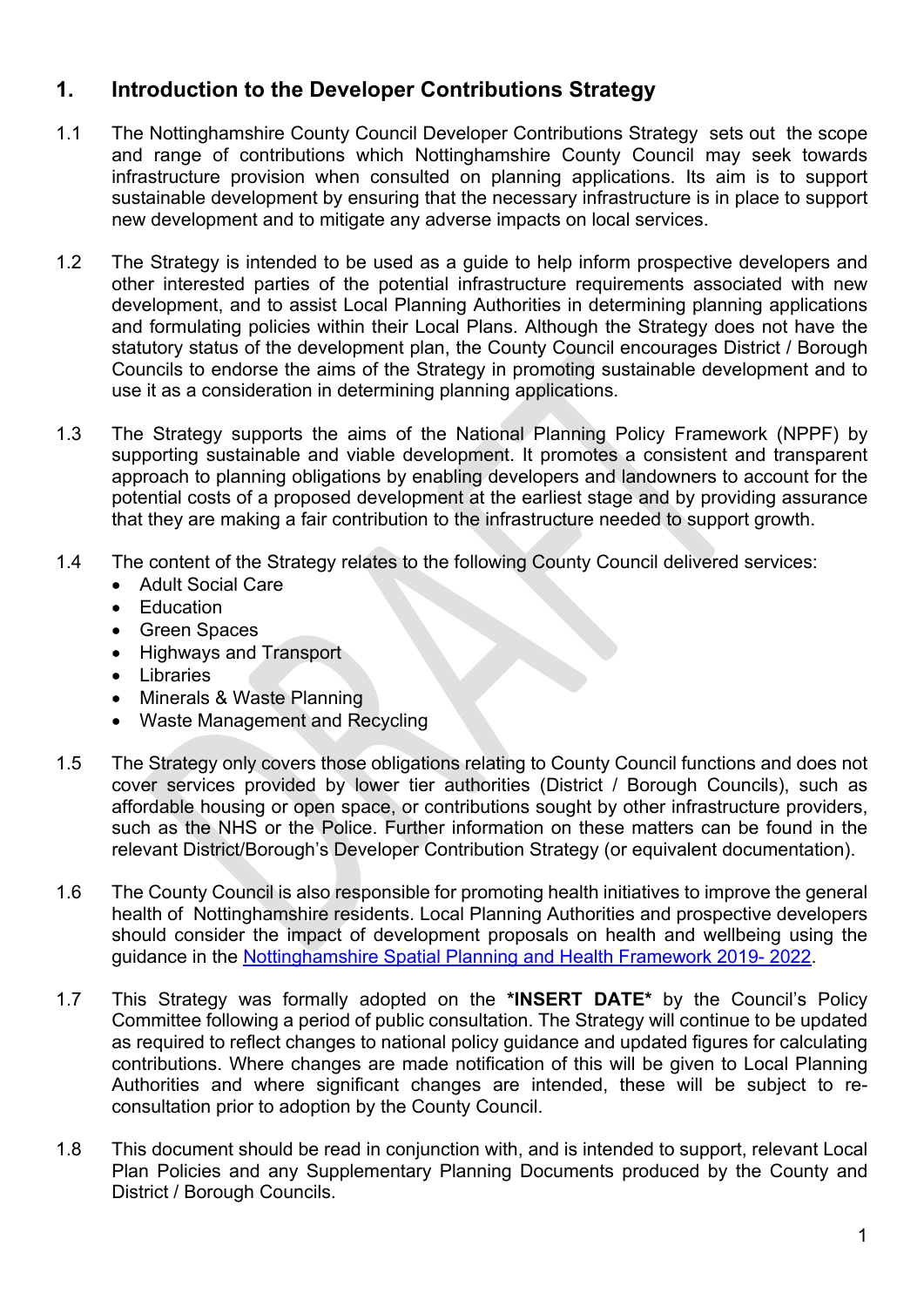## 1. Introduction to the Developer Contributions Strategy

1.1 The Nottinghamshire County Council Developer Contributions Strategy sets out the scope and range of contributions which Nottinghamshire County Council may seek towards infrastructure provision when consulted on planning applications. Its aim is to support sustainable development by ensuring that the necessary infrastructure is in place to support new development and to mitigate any adverse impacts on local services.

1.2 The Strategy is intended to be used as a guide to help inform prospective developers and other interested parties of the potential infrastructure requirements associated with new development, and to assist Local Planning Authorities in determining planning applications and formulating policies within their Local Plans. Although the Strategy does not have the statutory status of the development plan, the County Council encourages District / Borough Councils to endorse the aims of the Strategy in promoting sustainable development and to use it as a consideration in determining planning applications.

1.3 The Strategy supports the aims of the National Planning Policy Framework (NPPF) by supporting sustainable and viable development. It promotes a consistent and transparent approach to planning obligations by enabling developers and landowners to account for the potential costs of a proposed development at the earliest stage and by providing assurance that they are making a fair contribution to the infrastructure needed to support growth.

1.4 The content of the Strategy relates to the following County Council delivered services:

- Adult Social Care
- Education
- Green Spaces
- Highways and Transport
- Libraries
- Minerals & Waste Planning
- Waste Management and Recycling

1.5 The Strategy only covers those obligations relating to County Council functions and does not cover services provided by lower tier authorities (District / Borough Councils), such as affordable housing or open space, or contributions sought by other infrastructure providers, such as the NHS or the Police. Further information on these matters can be found in the relevant District/Borough's Developer Contribution Strategy (or equivalent documentation).

1.6 The County Council is also responsible for promoting health initiatives to improve the general health of Nottinghamshire residents. Local Planning Authorities and prospective developers should consider the impact of development proposals on health and wellbeing using the guidance in the Nottinghamshire Spatial Planning and Health Framework 2019- 2022.

1.7 This Strategy was formally adopted on the ***INSERT DATE*** by the Council's Policy Committee following a period of public consultation. The Strategy will continue to be updated as required to reflect changes to national policy guidance and updated figures for calculating contributions. Where changes are made notification of this will be given to Local Planning Authorities and where significant changes are intended, these will be subject to re-consultation prior to adoption by the County Council.

1.8 This document should be read in conjunction with, and is intended to support, relevant Local Plan Policies and any Supplementary Planning Documents produced by the County and District / Borough Councils.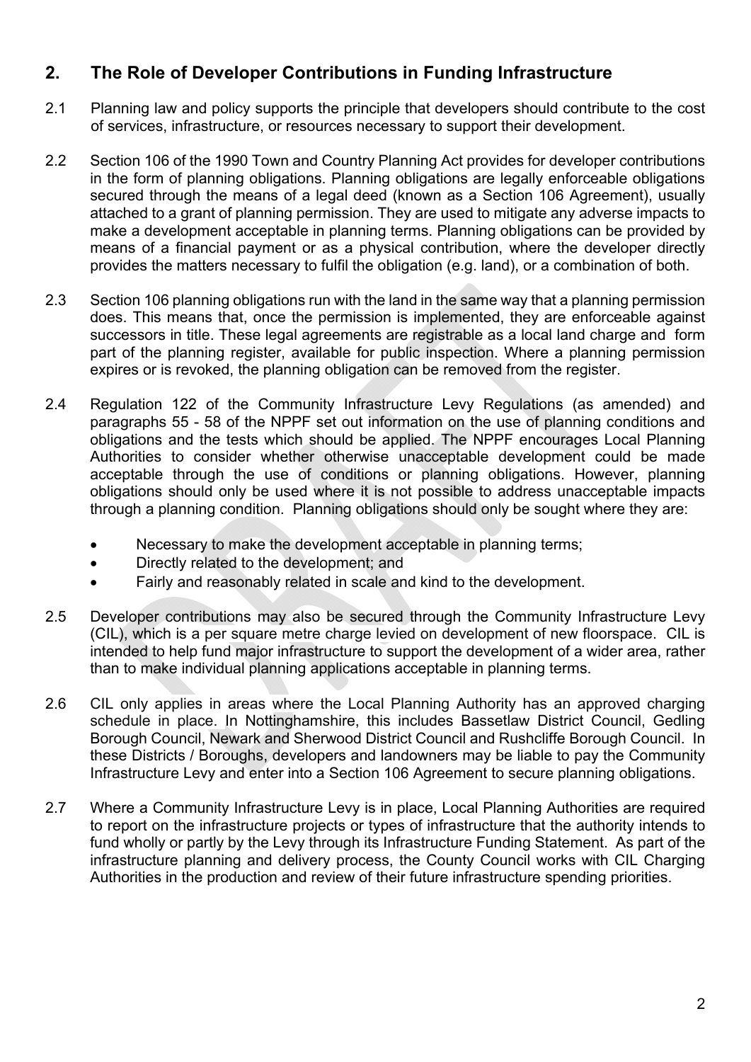## 2. The Role of Developer Contributions in Funding Infrastructure

2.1 Planning law and policy supports the principle that developers should contribute to the cost of services, infrastructure, or resources necessary to support their development.

2.2 Section 106 of the 1990 Town and Country Planning Act provides for developer contributions in the form of planning obligations. Planning obligations are legally enforceable obligations secured through the means of a legal deed (known as a Section 106 Agreement), usually attached to a grant of planning permission. They are used to mitigate any adverse impacts to make a development acceptable in planning terms. Planning obligations can be provided by means of a financial payment or as a physical contribution, where the developer directly provides the matters necessary to fulfil the obligation (e.g. land), or a combination of both.

2.3 Section 106 planning obligations run with the land in the same way that a planning permission does. This means that, once the permission is implemented, they are enforceable against successors in title. These legal agreements are registrable as a local land charge and form part of the planning register, available for public inspection. Where a planning permission expires or is revoked, the planning obligation can be removed from the register.

2.4 Regulation 122 of the Community Infrastructure Levy Regulations (as amended) and paragraphs 55 - 58 of the NPPF set out information on the use of planning conditions and obligations and the tests which should be applied. The NPPF encourages Local Planning Authorities to consider whether otherwise unacceptable development could be made acceptable through the use of conditions or planning obligations. However, planning obligations should only be used where it is not possible to address unacceptable impacts through a planning condition. Planning obligations should only be sought where they are:

- Necessary to make the development acceptable in planning terms;
- Directly related to the development; and
- Fairly and reasonably related in scale and kind to the development.

2.5 Developer contributions may also be secured through the Community Infrastructure Levy (CIL), which is a per square metre charge levied on development of new floorspace. CIL is intended to help fund major infrastructure to support the development of a wider area, rather than to make individual planning applications acceptable in planning terms.

2.6 CIL only applies in areas where the Local Planning Authority has an approved charging schedule in place. In Nottinghamshire, this includes Bassetlaw District Council, Gedling Borough Council, Newark and Sherwood District Council and Rushcliffe Borough Council. In these Districts / Boroughs, developers and landowners may be liable to pay the Community Infrastructure Levy and enter into a Section 106 Agreement to secure planning obligations.

2.7 Where a Community Infrastructure Levy is in place, Local Planning Authorities are required to report on the infrastructure projects or types of infrastructure that the authority intends to fund wholly or partly by the Levy through its Infrastructure Funding Statement. As part of the infrastructure planning and delivery process, the County Council works with CIL Charging Authorities in the production and review of their future infrastructure spending priorities.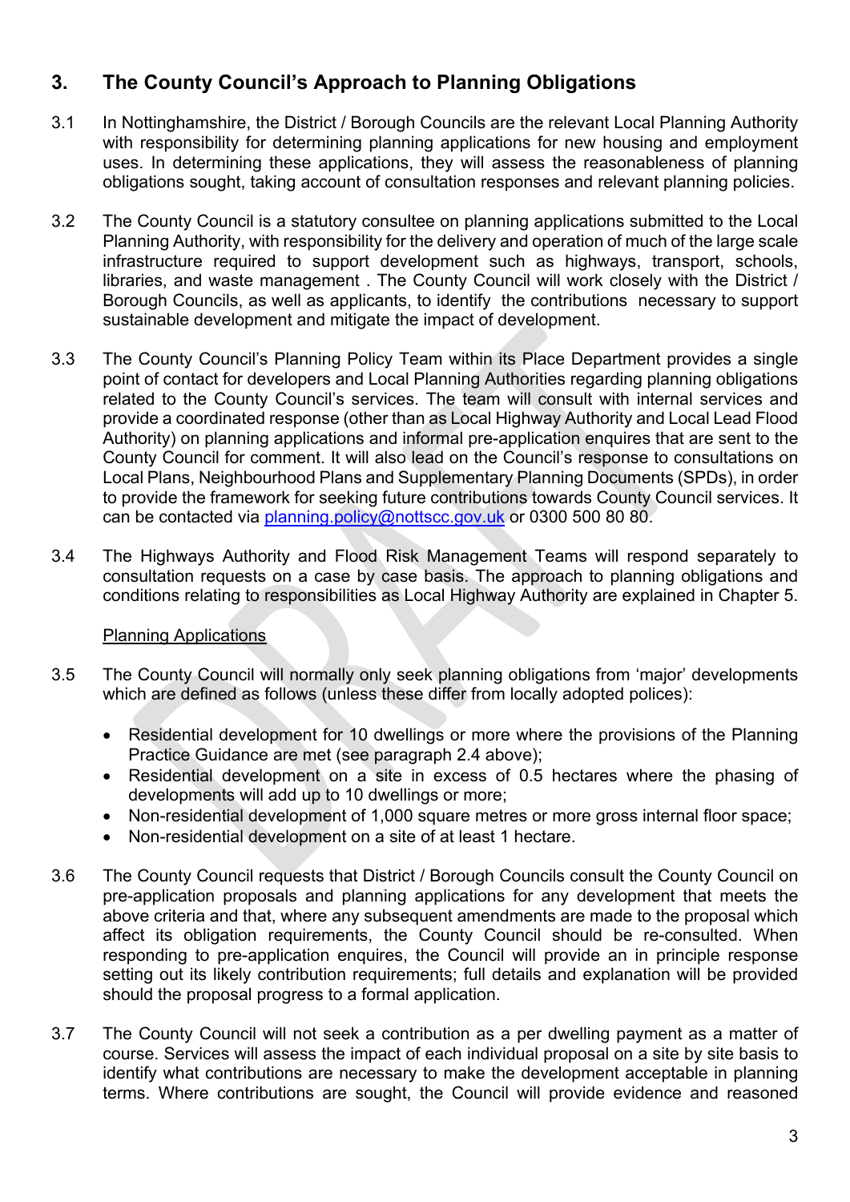## 3. The County Council's Approach to Planning Obligations

3.1 In Nottinghamshire, the District / Borough Councils are the relevant Local Planning Authority with responsibility for determining planning applications for new housing and employment uses. In determining these applications, they will assess the reasonableness of planning obligations sought, taking account of consultation responses and relevant planning policies.

3.2 The County Council is a statutory consultee on planning applications submitted to the Local Planning Authority, with responsibility for the delivery and operation of much of the large scale infrastructure required to support development such as highways, transport, schools, libraries, and waste management . The County Council will work closely with the District / Borough Councils, as well as applicants, to identify the contributions necessary to support sustainable development and mitigate the impact of development.

3.3 The County Council's Planning Policy Team within its Place Department provides a single point of contact for developers and Local Planning Authorities regarding planning obligations related to the County Council's services. The team will consult with internal services and provide a coordinated response (other than as Local Highway Authority and Local Lead Flood Authority) on planning applications and informal pre-application enquires that are sent to the County Council for comment. It will also lead on the Council's response to consultations on Local Plans, Neighbourhood Plans and Supplementary Planning Documents (SPDs), in order to provide the framework for seeking future contributions towards County Council services. It can be contacted via planning.policy@nottscc.gov.uk or 0300 500 80 80.

3.4 The Highways Authority and Flood Risk Management Teams will respond separately to consultation requests on a case by case basis. The approach to planning obligations and conditions relating to responsibilities as Local Highway Authority are explained in Chapter 5.

Planning Applications

3.5 The County Council will normally only seek planning obligations from 'major' developments which are defined as follows (unless these differ from locally adopted polices):

- Residential development for 10 dwellings or more where the provisions of the Planning Practice Guidance are met (see paragraph 2.4 above);
- Residential development on a site in excess of 0.5 hectares where the phasing of developments will add up to 10 dwellings or more;
- Non-residential development of 1,000 square metres or more gross internal floor space;
- Non-residential development on a site of at least 1 hectare.

3.6 The County Council requests that District / Borough Councils consult the County Council on pre-application proposals and planning applications for any development that meets the above criteria and that, where any subsequent amendments are made to the proposal which affect its obligation requirements, the County Council should be re-consulted. When responding to pre-application enquires, the Council will provide an in principle response setting out its likely contribution requirements; full details and explanation will be provided should the proposal progress to a formal application.

3.7 The County Council will not seek a contribution as a per dwelling payment as a matter of course. Services will assess the impact of each individual proposal on a site by site basis to identify what contributions are necessary to make the development acceptable in planning terms. Where contributions are sought, the Council will provide evidence and reasoned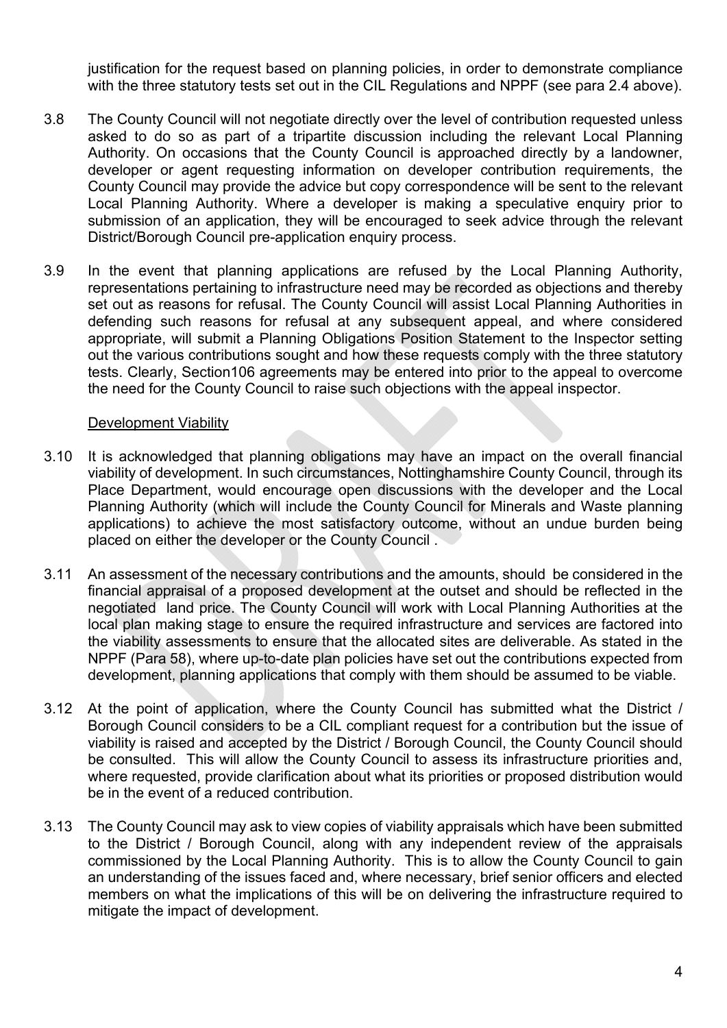justification for the request based on planning policies, in order to demonstrate compliance with the three statutory tests set out in the CIL Regulations and NPPF (see para 2.4 above).

3.8 The County Council will not negotiate directly over the level of contribution requested unless asked to do so as part of a tripartite discussion including the relevant Local Planning Authority. On occasions that the County Council is approached directly by a landowner, developer or agent requesting information on developer contribution requirements, the County Council may provide the advice but copy correspondence will be sent to the relevant Local Planning Authority. Where a developer is making a speculative enquiry prior to submission of an application, they will be encouraged to seek advice through the relevant District/Borough Council pre-application enquiry process.

3.9 In the event that planning applications are refused by the Local Planning Authority, representations pertaining to infrastructure need may be recorded as objections and thereby set out as reasons for refusal. The County Council will assist Local Planning Authorities in defending such reasons for refusal at any subsequent appeal, and where considered appropriate, will submit a Planning Obligations Position Statement to the Inspector setting out the various contributions sought and how these requests comply with the three statutory tests. Clearly, Section106 agreements may be entered into prior to the appeal to overcome the need for the County Council to raise such objections with the appeal inspector.

Development Viability

3.10 It is acknowledged that planning obligations may have an impact on the overall financial viability of development. In such circumstances, Nottinghamshire County Council, through its Place Department, would encourage open discussions with the developer and the Local Planning Authority (which will include the County Council for Minerals and Waste planning applications) to achieve the most satisfactory outcome, without an undue burden being placed on either the developer or the County Council .

3.11 An assessment of the necessary contributions and the amounts, should be considered in the financial appraisal of a proposed development at the outset and should be reflected in the negotiated land price. The County Council will work with Local Planning Authorities at the local plan making stage to ensure the required infrastructure and services are factored into the viability assessments to ensure that the allocated sites are deliverable. As stated in the NPPF (Para 58), where up-to-date plan policies have set out the contributions expected from development, planning applications that comply with them should be assumed to be viable.

3.12 At the point of application, where the County Council has submitted what the District / Borough Council considers to be a CIL compliant request for a contribution but the issue of viability is raised and accepted by the District / Borough Council, the County Council should be consulted. This will allow the County Council to assess its infrastructure priorities and, where requested, provide clarification about what its priorities or proposed distribution would be in the event of a reduced contribution.

3.13 The County Council may ask to view copies of viability appraisals which have been submitted to the District / Borough Council, along with any independent review of the appraisals commissioned by the Local Planning Authority. This is to allow the County Council to gain an understanding of the issues faced and, where necessary, brief senior officers and elected members on what the implications of this will be on delivering the infrastructure required to mitigate the impact of development.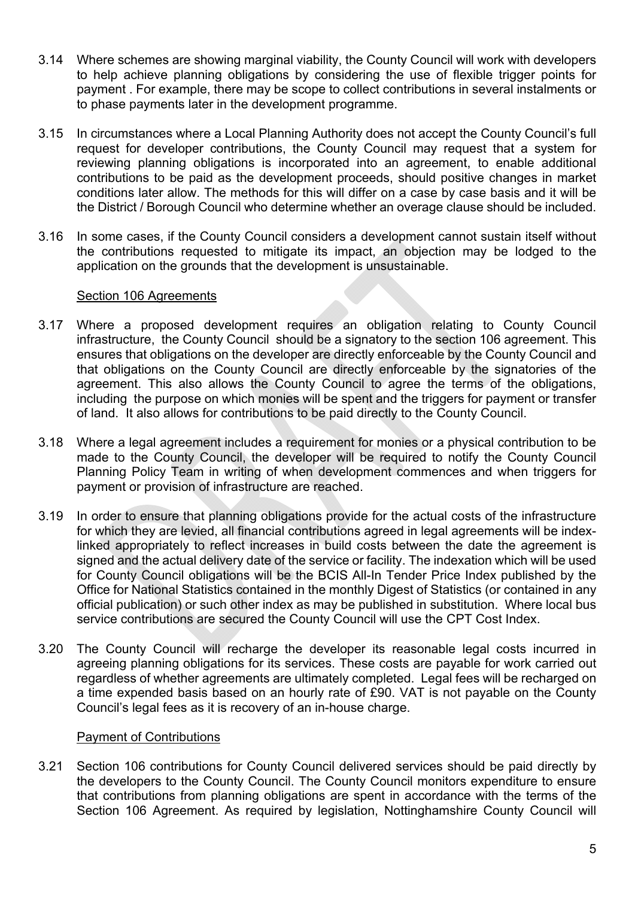3.14 Where schemes are showing marginal viability, the County Council will work with developers to help achieve planning obligations by considering the use of flexible trigger points for payment . For example, there may be scope to collect contributions in several instalments or to phase payments later in the development programme.

3.15 In circumstances where a Local Planning Authority does not accept the County Council's full request for developer contributions, the County Council may request that a system for reviewing planning obligations is incorporated into an agreement, to enable additional contributions to be paid as the development proceeds, should positive changes in market conditions later allow. The methods for this will differ on a case by case basis and it will be the District / Borough Council who determine whether an overage clause should be included.

3.16 In some cases, if the County Council considers a development cannot sustain itself without the contributions requested to mitigate its impact, an objection may be lodged to the application on the grounds that the development is unsustainable.

Section 106 Agreements

3.17 Where a proposed development requires an obligation relating to County Council infrastructure, the County Council should be a signatory to the section 106 agreement. This ensures that obligations on the developer are directly enforceable by the County Council and that obligations on the County Council are directly enforceable by the signatories of the agreement. This also allows the County Council to agree the terms of the obligations, including the purpose on which monies will be spent and the triggers for payment or transfer of land. It also allows for contributions to be paid directly to the County Council.

3.18 Where a legal agreement includes a requirement for monies or a physical contribution to be made to the County Council, the developer will be required to notify the County Council Planning Policy Team in writing of when development commences and when triggers for payment or provision of infrastructure are reached.

3.19 In order to ensure that planning obligations provide for the actual costs of the infrastructure for which they are levied, all financial contributions agreed in legal agreements will be index-linked appropriately to reflect increases in build costs between the date the agreement is signed and the actual delivery date of the service or facility. The indexation which will be used for County Council obligations will be the BCIS All-In Tender Price Index published by the Office for National Statistics contained in the monthly Digest of Statistics (or contained in any official publication) or such other index as may be published in substitution. Where local bus service contributions are secured the County Council will use the CPT Cost Index.

3.20 The County Council will recharge the developer its reasonable legal costs incurred in agreeing planning obligations for its services. These costs are payable for work carried out regardless of whether agreements are ultimately completed. Legal fees will be recharged on a time expended basis based on an hourly rate of £90. VAT is not payable on the County Council's legal fees as it is recovery of an in-house charge.

Payment of Contributions

3.21 Section 106 contributions for County Council delivered services should be paid directly by the developers to the County Council. The County Council monitors expenditure to ensure that contributions from planning obligations are spent in accordance with the terms of the Section 106 Agreement. As required by legislation, Nottinghamshire County Council will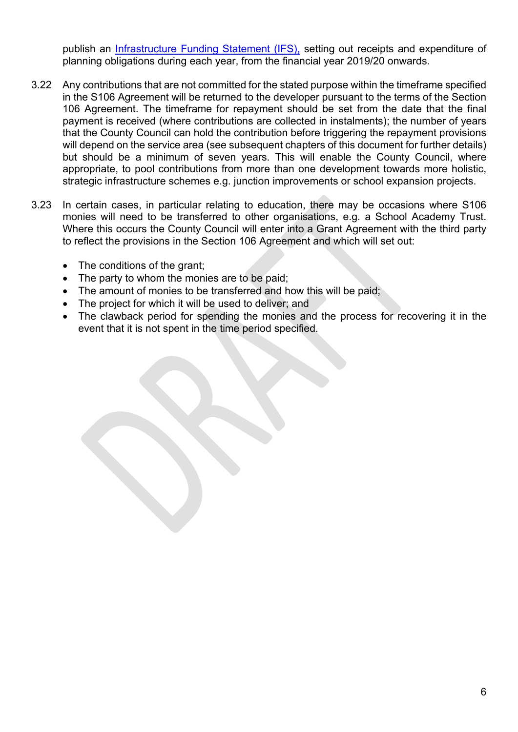publish an [Infrastructure Funding Statement (IFS),](#) setting out receipts and expenditure of planning obligations during each year, from the financial year 2019/20 onwards.

3.22 Any contributions that are not committed for the stated purpose within the timeframe specified in the S106 Agreement will be returned to the developer pursuant to the terms of the Section 106 Agreement. The timeframe for repayment should be set from the date that the final payment is received (where contributions are collected in instalments); the number of years that the County Council can hold the contribution before triggering the repayment provisions will depend on the service area (see subsequent chapters of this document for further details) but should be a minimum of seven years. This will enable the County Council, where appropriate, to pool contributions from more than one development towards more holistic, strategic infrastructure schemes e.g. junction improvements or school expansion projects.

3.23 In certain cases, in particular relating to education, there may be occasions where S106 monies will need to be transferred to other organisations, e.g. a School Academy Trust. Where this occurs the County Council will enter into a Grant Agreement with the third party to reflect the provisions in the Section 106 Agreement and which will set out:

- The conditions of the grant;
- The party to whom the monies are to be paid;
- The amount of monies to be transferred and how this will be paid;
- The project for which it will be used to deliver; and
- The clawback period for spending the monies and the process for recovering it in the event that it is not spent in the time period specified.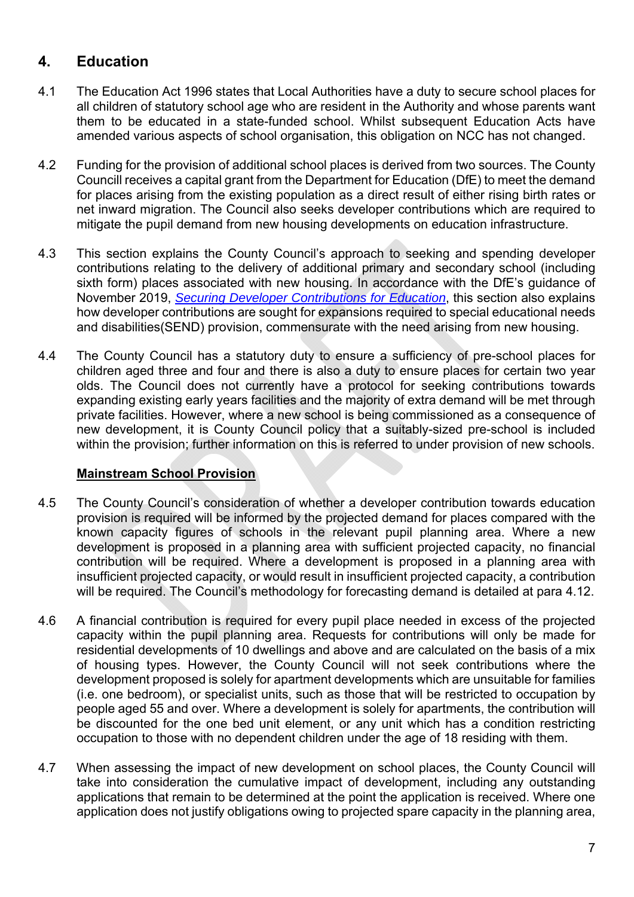## 4. Education

4.1 The Education Act 1996 states that Local Authorities have a duty to secure school places for all children of statutory school age who are resident in the Authority and whose parents want them to be educated in a state-funded school. Whilst subsequent Education Acts have amended various aspects of school organisation, this obligation on NCC has not changed.

4.2 Funding for the provision of additional school places is derived from two sources. The County Councill receives a capital grant from the Department for Education (DfE) to meet the demand for places arising from the existing population as a direct result of either rising birth rates or net inward migration. The Council also seeks developer contributions which are required to mitigate the pupil demand from new housing developments on education infrastructure.

4.3 This section explains the County Council's approach to seeking and spending developer contributions relating to the delivery of additional primary and secondary school (including sixth form) places associated with new housing. In accordance with the DfE's guidance of November 2019, *Securing Developer Contributions for Education*, this section also explains how developer contributions are sought for expansions required to special educational needs and disabilities(SEND) provision, commensurate with the need arising from new housing.

4.4 The County Council has a statutory duty to ensure a sufficiency of pre-school places for children aged three and four and there is also a duty to ensure places for certain two year olds. The Council does not currently have a protocol for seeking contributions towards expanding existing early years facilities and the majority of extra demand will be met through private facilities. However, where a new school is being commissioned as a consequence of new development, it is County Council policy that a suitably-sized pre-school is included within the provision; further information on this is referred to under provision of new schools.

### Mainstream School Provision

4.5 The County Council's consideration of whether a developer contribution towards education provision is required will be informed by the projected demand for places compared with the known capacity figures of schools in the relevant pupil planning area. Where a new development is proposed in a planning area with sufficient projected capacity, no financial contribution will be required. Where a development is proposed in a planning area with insufficient projected capacity, or would result in insufficient projected capacity, a contribution will be required. The Council's methodology for forecasting demand is detailed at para 4.12.

4.6 A financial contribution is required for every pupil place needed in excess of the projected capacity within the pupil planning area. Requests for contributions will only be made for residential developments of 10 dwellings and above and are calculated on the basis of a mix of housing types. However, the County Council will not seek contributions where the development proposed is solely for apartment developments which are unsuitable for families (i.e. one bedroom), or specialist units, such as those that will be restricted to occupation by people aged 55 and over. Where a development is solely for apartments, the contribution will be discounted for the one bed unit element, or any unit which has a condition restricting occupation to those with no dependent children under the age of 18 residing with them.

4.7 When assessing the impact of new development on school places, the County Council will take into consideration the cumulative impact of development, including any outstanding applications that remain to be determined at the point the application is received. Where one application does not justify obligations owing to projected spare capacity in the planning area,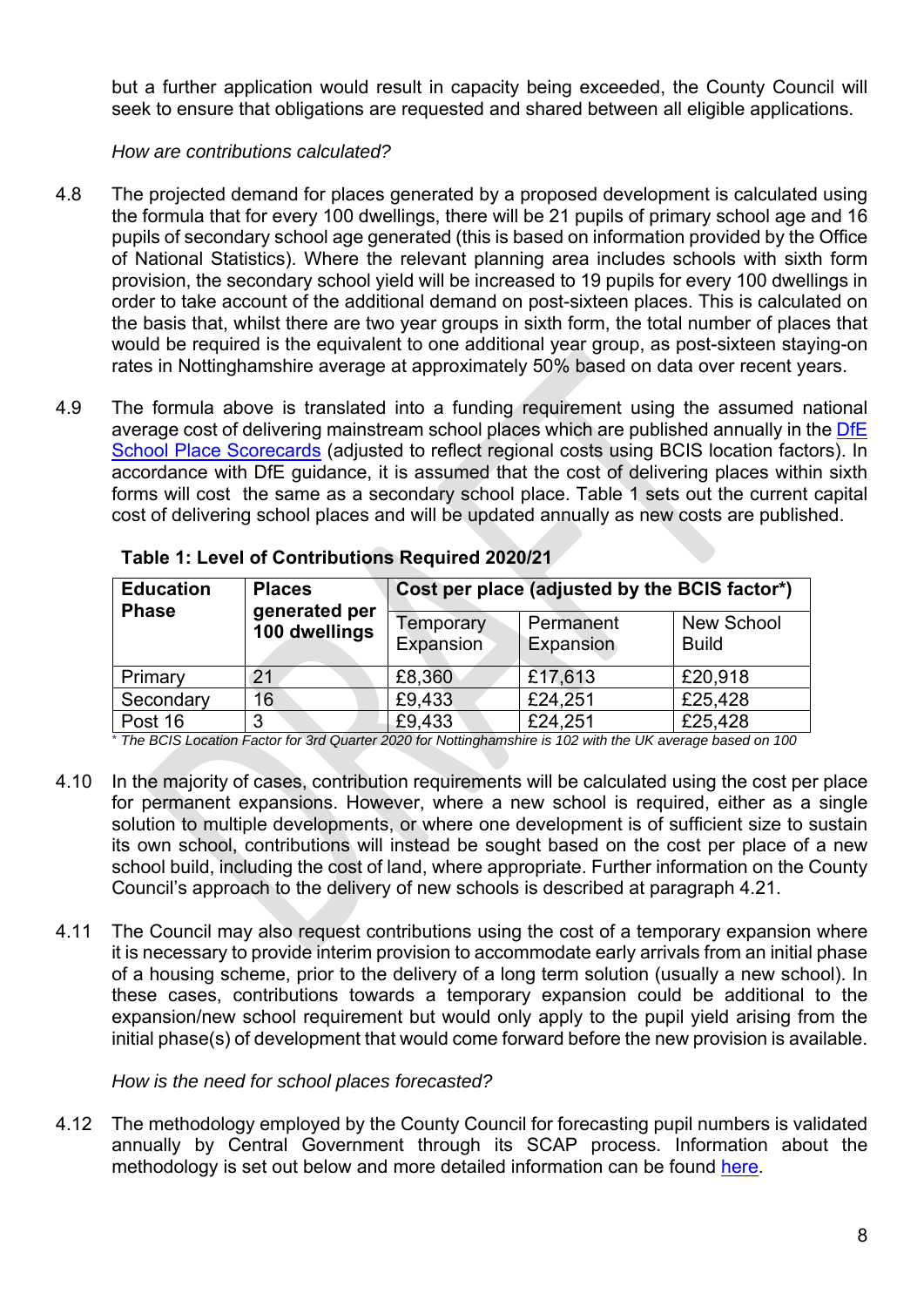but a further application would result in capacity being exceeded, the County Council will seek to ensure that obligations are requested and shared between all eligible applications.

*How are contributions calculated?*

4.8 The projected demand for places generated by a proposed development is calculated using the formula that for every 100 dwellings, there will be 21 pupils of primary school age and 16 pupils of secondary school age generated (this is based on information provided by the Office of National Statistics). Where the relevant planning area includes schools with sixth form provision, the secondary school yield will be increased to 19 pupils for every 100 dwellings in order to take account of the additional demand on post-sixteen places. This is calculated on the basis that, whilst there are two year groups in sixth form, the total number of places that would be required is the equivalent to one additional year group, as post-sixteen staying-on rates in Nottinghamshire average at approximately 50% based on data over recent years.

4.9 The formula above is translated into a funding requirement using the assumed national average cost of delivering mainstream school places which are published annually in the [DfE School Place Scorecards](#) (adjusted to reflect regional costs using BCIS location factors). In accordance with DfE guidance, it is assumed that the cost of delivering places within sixth forms will cost the same as a secondary school place. Table 1 sets out the current capital cost of delivering school places and will be updated annually as new costs are published.

**Table 1: Level of Contributions Required 2020/21**

| Education Phase | Places generated per 100 dwellings | Cost per place (adjusted by the BCIS factor*) | | |
|---|---|---|---|---|
| | | Temporary Expansion | Permanent Expansion | New School Build |
| Primary | 21 | £8,360 | £17,613 | £20,918 |
| Secondary | 16 | £9,433 | £24,251 | £25,428 |
| Post 16 | 3 | £9,433 | £24,251 | £25,428 |

*\* The BCIS Location Factor for 3rd Quarter 2020 for Nottinghamshire is 102 with the UK average based on 100*

4.10 In the majority of cases, contribution requirements will be calculated using the cost per place for permanent expansions. However, where a new school is required, either as a single solution to multiple developments, or where one development is of sufficient size to sustain its own school, contributions will instead be sought based on the cost per place of a new school build, including the cost of land, where appropriate. Further information on the County Council's approach to the delivery of new schools is described at paragraph 4.21.

4.11 The Council may also request contributions using the cost of a temporary expansion where it is necessary to provide interim provision to accommodate early arrivals from an initial phase of a housing scheme, prior to the delivery of a long term solution (usually a new school). In these cases, contributions towards a temporary expansion could be additional to the expansion/new school requirement but would only apply to the pupil yield arising from the initial phase(s) of development that would come forward before the new provision is available.

*How is the need for school places forecasted?*

4.12 The methodology employed by the County Council for forecasting pupil numbers is validated annually by Central Government through its SCAP process. Information about the methodology is set out below and more detailed information can be found [here](#).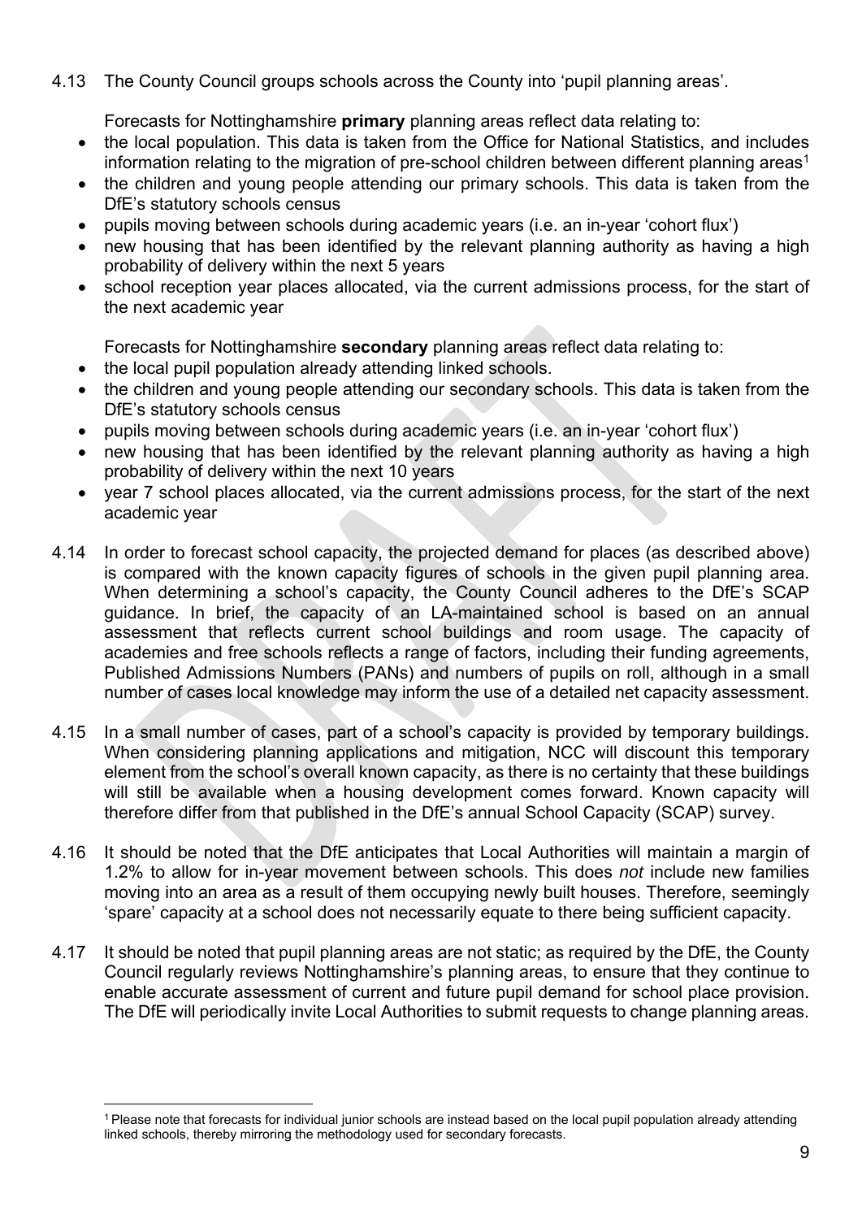4.13 The County Council groups schools across the County into 'pupil planning areas'.

Forecasts for Nottinghamshire **primary** planning areas reflect data relating to:

- the local population. This data is taken from the Office for National Statistics, and includes information relating to the migration of pre-school children between different planning areas[1]
- the children and young people attending our primary schools. This data is taken from the DfE's statutory schools census
- pupils moving between schools during academic years (i.e. an in-year 'cohort flux')
- new housing that has been identified by the relevant planning authority as having a high probability of delivery within the next 5 years
- school reception year places allocated, via the current admissions process, for the start of the next academic year

Forecasts for Nottinghamshire **secondary** planning areas reflect data relating to:

- the local pupil population already attending linked schools.
- the children and young people attending our secondary schools. This data is taken from the DfE's statutory schools census
- pupils moving between schools during academic years (i.e. an in-year 'cohort flux')
- new housing that has been identified by the relevant planning authority as having a high probability of delivery within the next 10 years
- year 7 school places allocated, via the current admissions process, for the start of the next academic year

4.14 In order to forecast school capacity, the projected demand for places (as described above) is compared with the known capacity figures of schools in the given pupil planning area. When determining a school's capacity, the County Council adheres to the DfE's SCAP guidance. In brief, the capacity of an LA-maintained school is based on an annual assessment that reflects current school buildings and room usage. The capacity of academies and free schools reflects a range of factors, including their funding agreements, Published Admissions Numbers (PANs) and numbers of pupils on roll, although in a small number of cases local knowledge may inform the use of a detailed net capacity assessment.

4.15 In a small number of cases, part of a school's capacity is provided by temporary buildings. When considering planning applications and mitigation, NCC will discount this temporary element from the school's overall known capacity, as there is no certainty that these buildings will still be available when a housing development comes forward. Known capacity will therefore differ from that published in the DfE's annual School Capacity (SCAP) survey.

4.16 It should be noted that the DfE anticipates that Local Authorities will maintain a margin of 1.2% to allow for in-year movement between schools. This does *not* include new families moving into an area as a result of them occupying newly built houses. Therefore, seemingly 'spare' capacity at a school does not necessarily equate to there being sufficient capacity.

4.17 It should be noted that pupil planning areas are not static; as required by the DfE, the County Council regularly reviews Nottinghamshire's planning areas, to ensure that they continue to enable accurate assessment of current and future pupil demand for school place provision. The DfE will periodically invite Local Authorities to submit requests to change planning areas.

[1] Please note that forecasts for individual junior schools are instead based on the local pupil population already attending linked schools, thereby mirroring the methodology used for secondary forecasts.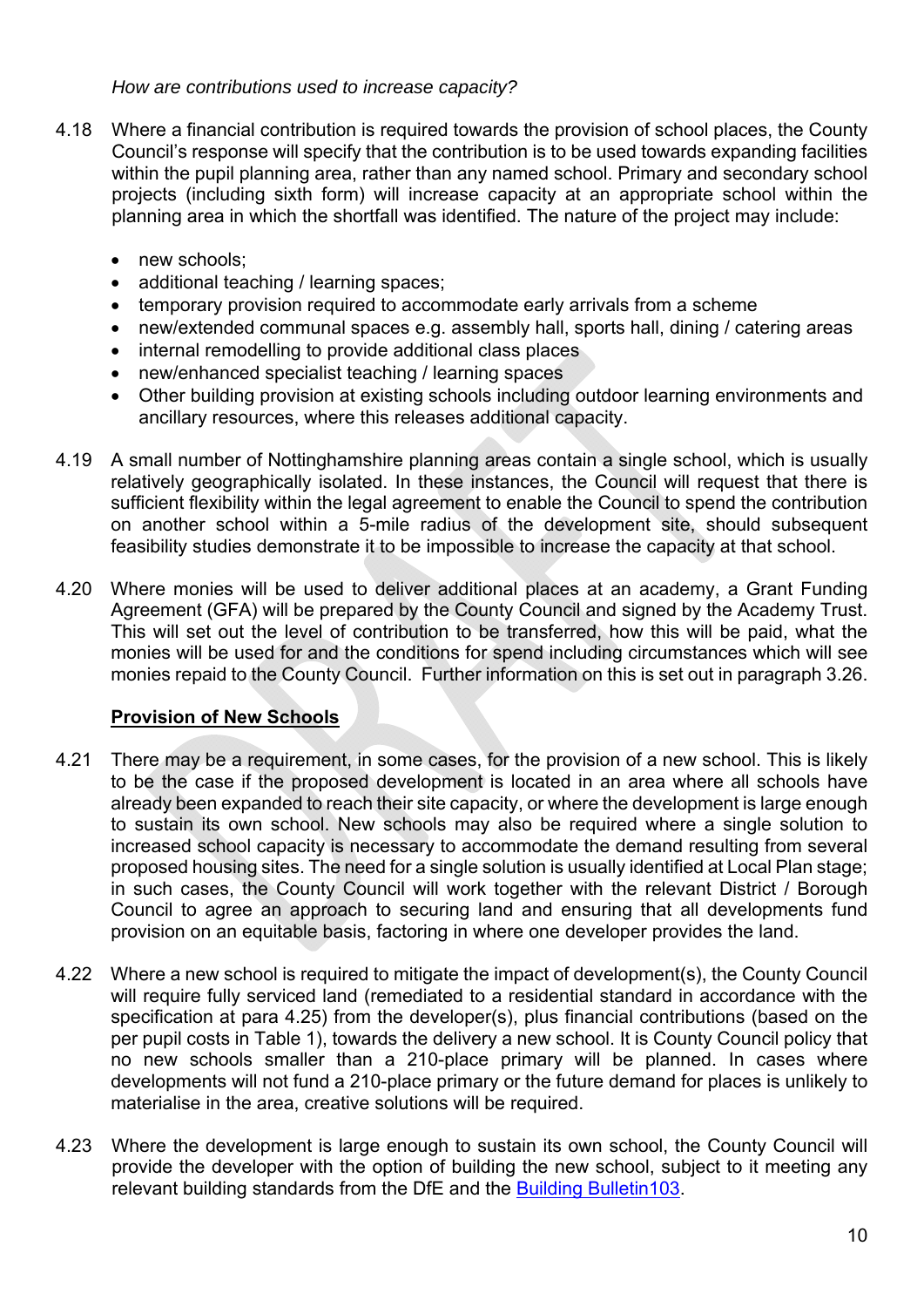*How are contributions used to increase capacity?*

4.18 Where a financial contribution is required towards the provision of school places, the County Council's response will specify that the contribution is to be used towards expanding facilities within the pupil planning area, rather than any named school. Primary and secondary school projects (including sixth form) will increase capacity at an appropriate school within the planning area in which the shortfall was identified. The nature of the project may include:

- new schools;
- additional teaching / learning spaces;
- temporary provision required to accommodate early arrivals from a scheme
- new/extended communal spaces e.g. assembly hall, sports hall, dining / catering areas
- internal remodelling to provide additional class places
- new/enhanced specialist teaching / learning spaces
- Other building provision at existing schools including outdoor learning environments and ancillary resources, where this releases additional capacity.

4.19 A small number of Nottinghamshire planning areas contain a single school, which is usually relatively geographically isolated. In these instances, the Council will request that there is sufficient flexibility within the legal agreement to enable the Council to spend the contribution on another school within a 5-mile radius of the development site, should subsequent feasibility studies demonstrate it to be impossible to increase the capacity at that school.

4.20 Where monies will be used to deliver additional places at an academy, a Grant Funding Agreement (GFA) will be prepared by the County Council and signed by the Academy Trust. This will set out the level of contribution to be transferred, how this will be paid, what the monies will be used for and the conditions for spend including circumstances which will see monies repaid to the County Council. Further information on this is set out in paragraph 3.26.

**Provision of New Schools**

4.21 There may be a requirement, in some cases, for the provision of a new school. This is likely to be the case if the proposed development is located in an area where all schools have already been expanded to reach their site capacity, or where the development is large enough to sustain its own school. New schools may also be required where a single solution to increased school capacity is necessary to accommodate the demand resulting from several proposed housing sites. The need for a single solution is usually identified at Local Plan stage; in such cases, the County Council will work together with the relevant District / Borough Council to agree an approach to securing land and ensuring that all developments fund provision on an equitable basis, factoring in where one developer provides the land.

4.22 Where a new school is required to mitigate the impact of development(s), the County Council will require fully serviced land (remediated to a residential standard in accordance with the specification at para 4.25) from the developer(s), plus financial contributions (based on the per pupil costs in Table 1), towards the delivery a new school. It is County Council policy that no new schools smaller than a 210-place primary will be planned. In cases where developments will not fund a 210-place primary or the future demand for places is unlikely to materialise in the area, creative solutions will be required.

4.23 Where the development is large enough to sustain its own school, the County Council will provide the developer with the option of building the new school, subject to it meeting any relevant building standards from the DfE and the Building Bulletin103.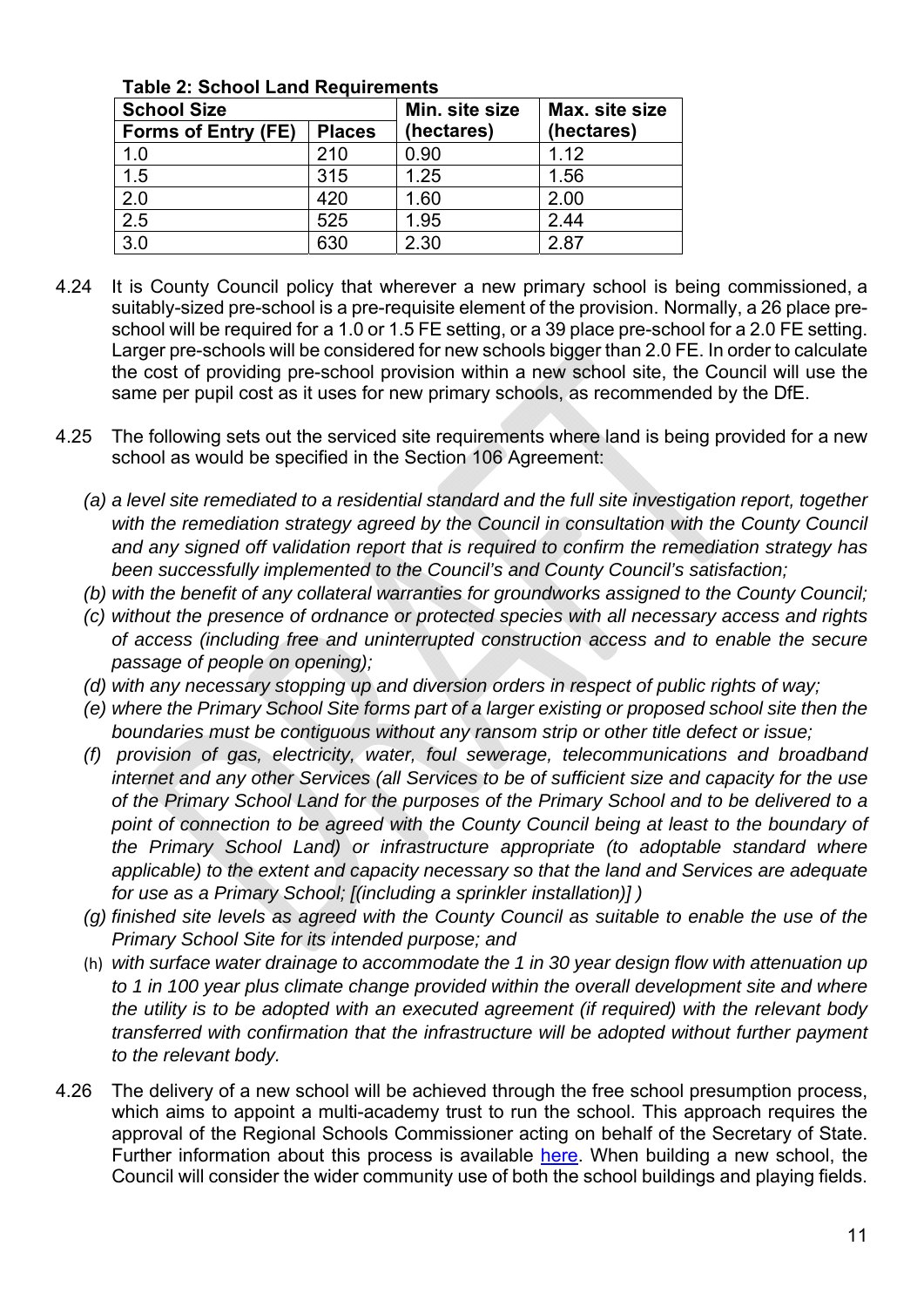**Table 2: School Land Requirements**

| School Size | | Min. site size (hectares) | Max. site size (hectares) |
|---|---|---|---|
| Forms of Entry (FE) | Places | | |
| 1.0 | 210 | 0.90 | 1.12 |
| 1.5 | 315 | 1.25 | 1.56 |
| 2.0 | 420 | 1.60 | 2.00 |
| 2.5 | 525 | 1.95 | 2.44 |
| 3.0 | 630 | 2.30 | 2.87 |

4.24 It is County Council policy that wherever a new primary school is being commissioned, a suitably-sized pre-school is a pre-requisite element of the provision. Normally, a 26 place pre-school will be required for a 1.0 or 1.5 FE setting, or a 39 place pre-school for a 2.0 FE setting. Larger pre-schools will be considered for new schools bigger than 2.0 FE. In order to calculate the cost of providing pre-school provision within a new school site, the Council will use the same per pupil cost as it uses for new primary schools, as recommended by the DfE.

4.25 The following sets out the serviced site requirements where land is being provided for a new school as would be specified in the Section 106 Agreement:

*(a) a level site remediated to a residential standard and the full site investigation report, together with the remediation strategy agreed by the Council in consultation with the County Council and any signed off validation report that is required to confirm the remediation strategy has been successfully implemented to the Council's and County Council's satisfaction;*

*(b) with the benefit of any collateral warranties for groundworks assigned to the County Council;*

*(c) without the presence of ordnance or protected species with all necessary access and rights of access (including free and uninterrupted construction access and to enable the secure passage of people on opening);*

*(d) with any necessary stopping up and diversion orders in respect of public rights of way;*

*(e) where the Primary School Site forms part of a larger existing or proposed school site then the boundaries must be contiguous without any ransom strip or other title defect or issue;*

*(f) provision of gas, electricity, water, foul sewerage, telecommunications and broadband internet and any other Services (all Services to be of sufficient size and capacity for the use of the Primary School Land for the purposes of the Primary School and to be delivered to a point of connection to be agreed with the County Council being at least to the boundary of the Primary School Land) or infrastructure appropriate (to adoptable standard where applicable) to the extent and capacity necessary so that the land and Services are adequate for use as a Primary School; [(including a sprinkler installation)] )*

*(g) finished site levels as agreed with the County Council as suitable to enable the use of the Primary School Site for its intended purpose; and*

*(h) with surface water drainage to accommodate the 1 in 30 year design flow with attenuation up to 1 in 100 year plus climate change provided within the overall development site and where the utility is to be adopted with an executed agreement (if required) with the relevant body transferred with confirmation that the infrastructure will be adopted without further payment to the relevant body.*

4.26 The delivery of a new school will be achieved through the free school presumption process, which aims to appoint a multi-academy trust to run the school. This approach requires the approval of the Regional Schools Commissioner acting on behalf of the Secretary of State. Further information about this process is available here. When building a new school, the Council will consider the wider community use of both the school buildings and playing fields.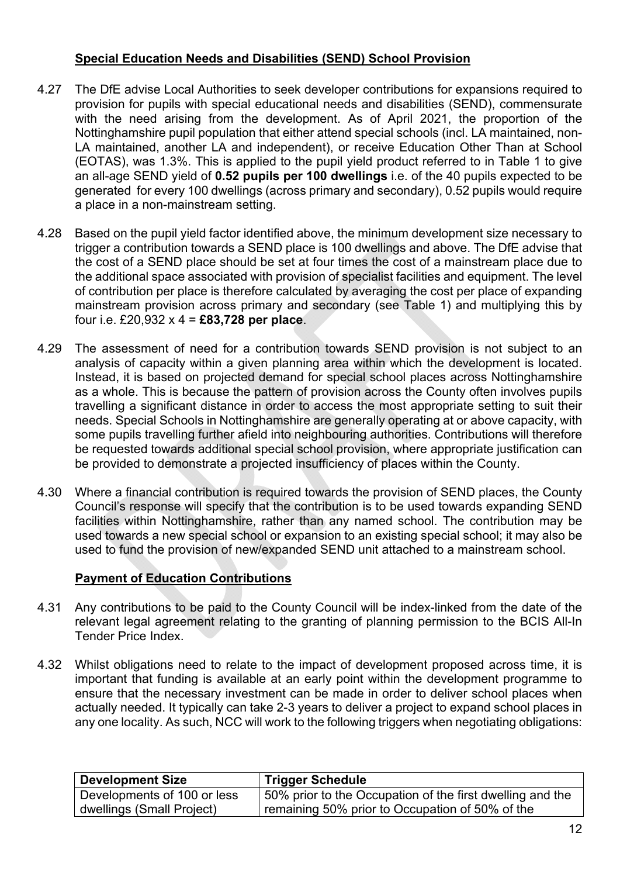## Special Education Needs and Disabilities (SEND) School Provision

4.27 The DfE advise Local Authorities to seek developer contributions for expansions required to provision for pupils with special educational needs and disabilities (SEND), commensurate with the need arising from the development. As of April 2021, the proportion of the Nottinghamshire pupil population that either attend special schools (incl. LA maintained, non-LA maintained, another LA and independent), or receive Education Other Than at School (EOTAS), was 1.3%. This is applied to the pupil yield product referred to in Table 1 to give an all-age SEND yield of **0.52 pupils per 100 dwellings** i.e. of the 40 pupils expected to be generated for every 100 dwellings (across primary and secondary), 0.52 pupils would require a place in a non-mainstream setting.

4.28 Based on the pupil yield factor identified above, the minimum development size necessary to trigger a contribution towards a SEND place is 100 dwellings and above. The DfE advise that the cost of a SEND place should be set at four times the cost of a mainstream place due to the additional space associated with provision of specialist facilities and equipment. The level of contribution per place is therefore calculated by averaging the cost per place of expanding mainstream provision across primary and secondary (see Table 1) and multiplying this by four i.e. £20,932 x 4 = **£83,728 per place**.

4.29 The assessment of need for a contribution towards SEND provision is not subject to an analysis of capacity within a given planning area within which the development is located. Instead, it is based on projected demand for special school places across Nottinghamshire as a whole. This is because the pattern of provision across the County often involves pupils travelling a significant distance in order to access the most appropriate setting to suit their needs. Special Schools in Nottinghamshire are generally operating at or above capacity, with some pupils travelling further afield into neighbouring authorities. Contributions will therefore be requested towards additional special school provision, where appropriate justification can be provided to demonstrate a projected insufficiency of places within the County.

4.30 Where a financial contribution is required towards the provision of SEND places, the County Council's response will specify that the contribution is to be used towards expanding SEND facilities within Nottinghamshire, rather than any named school. The contribution may be used towards a new special school or expansion to an existing special school; it may also be used to fund the provision of new/expanded SEND unit attached to a mainstream school.

## Payment of Education Contributions

4.31 Any contributions to be paid to the County Council will be index-linked from the date of the relevant legal agreement relating to the granting of planning permission to the BCIS All-In Tender Price Index.

4.32 Whilst obligations need to relate to the impact of development proposed across time, it is important that funding is available at an early point within the development programme to ensure that the necessary investment can be made in order to deliver school places when actually needed. It typically can take 2-3 years to deliver a project to expand school places in any one locality. As such, NCC will work to the following triggers when negotiating obligations:

| Development Size | Trigger Schedule |
|---|---|
| Developments of 100 or less dwellings (Small Project) | 50% prior to the Occupation of the first dwelling and the remaining 50% prior to Occupation of 50% of the |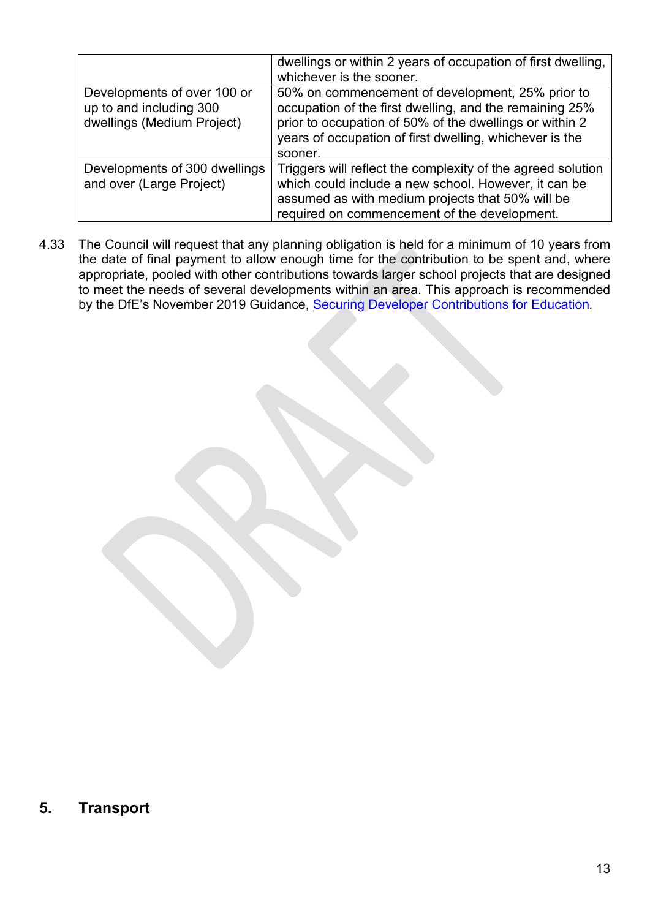| | |
|---|---|
| | dwellings or within 2 years of occupation of first dwelling, whichever is the sooner. |
| Developments of over 100 or up to and including 300 dwellings (Medium Project) | 50% on commencement of development, 25% prior to occupation of the first dwelling, and the remaining 25% prior to occupation of 50% of the dwellings or within 2 years of occupation of first dwelling, whichever is the sooner. |
| Developments of 300 dwellings and over (Large Project) | Triggers will reflect the complexity of the agreed solution which could include a new school. However, it can be assumed as with medium projects that 50% will be required on commencement of the development. |

4.33 The Council will request that any planning obligation is held for a minimum of 10 years from the date of final payment to allow enough time for the contribution to be spent and, where appropriate, pooled with other contributions towards larger school projects that are designed to meet the needs of several developments within an area. This approach is recommended by the DfE's November 2019 Guidance, Securing Developer Contributions for Education.

## 5. Transport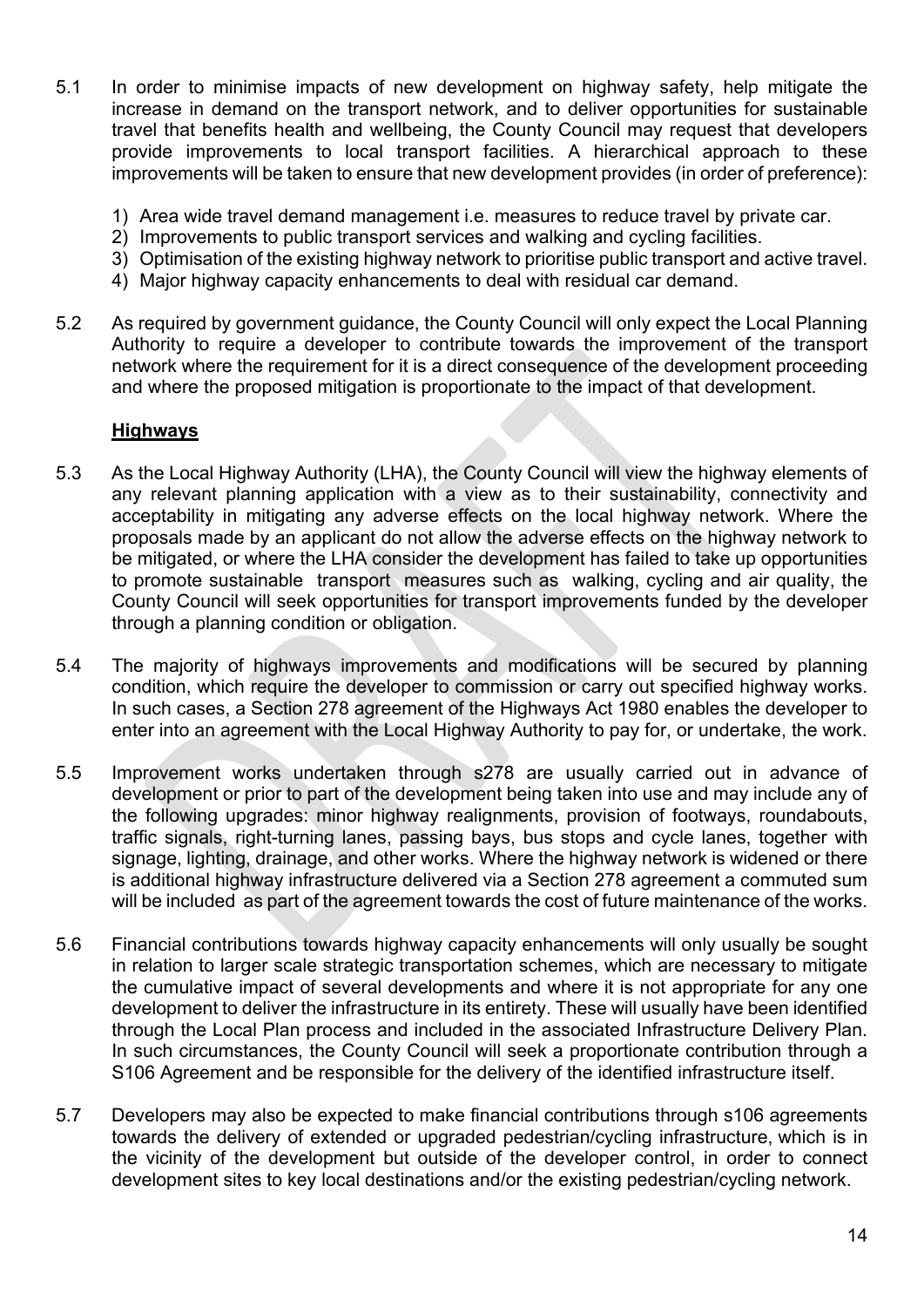5.1 In order to minimise impacts of new development on highway safety, help mitigate the increase in demand on the transport network, and to deliver opportunities for sustainable travel that benefits health and wellbeing, the County Council may request that developers provide improvements to local transport facilities. A hierarchical approach to these improvements will be taken to ensure that new development provides (in order of preference):

1) Area wide travel demand management i.e. measures to reduce travel by private car.
2) Improvements to public transport services and walking and cycling facilities.
3) Optimisation of the existing highway network to prioritise public transport and active travel.
4) Major highway capacity enhancements to deal with residual car demand.

5.2 As required by government guidance, the County Council will only expect the Local Planning Authority to require a developer to contribute towards the improvement of the transport network where the requirement for it is a direct consequence of the development proceeding and where the proposed mitigation is proportionate to the impact of that development.

## **Highways**

5.3 As the Local Highway Authority (LHA), the County Council will view the highway elements of any relevant planning application with a view as to their sustainability, connectivity and acceptability in mitigating any adverse effects on the local highway network. Where the proposals made by an applicant do not allow the adverse effects on the highway network to be mitigated, or where the LHA consider the development has failed to take up opportunities to promote sustainable transport measures such as walking, cycling and air quality, the County Council will seek opportunities for transport improvements funded by the developer through a planning condition or obligation.

5.4 The majority of highways improvements and modifications will be secured by planning condition, which require the developer to commission or carry out specified highway works. In such cases, a Section 278 agreement of the Highways Act 1980 enables the developer to enter into an agreement with the Local Highway Authority to pay for, or undertake, the work.

5.5 Improvement works undertaken through s278 are usually carried out in advance of development or prior to part of the development being taken into use and may include any of the following upgrades: minor highway realignments, provision of footways, roundabouts, traffic signals, right-turning lanes, passing bays, bus stops and cycle lanes, together with signage, lighting, drainage, and other works. Where the highway network is widened or there is additional highway infrastructure delivered via a Section 278 agreement a commuted sum will be included as part of the agreement towards the cost of future maintenance of the works.

5.6 Financial contributions towards highway capacity enhancements will only usually be sought in relation to larger scale strategic transportation schemes, which are necessary to mitigate the cumulative impact of several developments and where it is not appropriate for any one development to deliver the infrastructure in its entirety. These will usually have been identified through the Local Plan process and included in the associated Infrastructure Delivery Plan. In such circumstances, the County Council will seek a proportionate contribution through a S106 Agreement and be responsible for the delivery of the identified infrastructure itself.

5.7 Developers may also be expected to make financial contributions through s106 agreements towards the delivery of extended or upgraded pedestrian/cycling infrastructure, which is in the vicinity of the development but outside of the developer control, in order to connect development sites to key local destinations and/or the existing pedestrian/cycling network.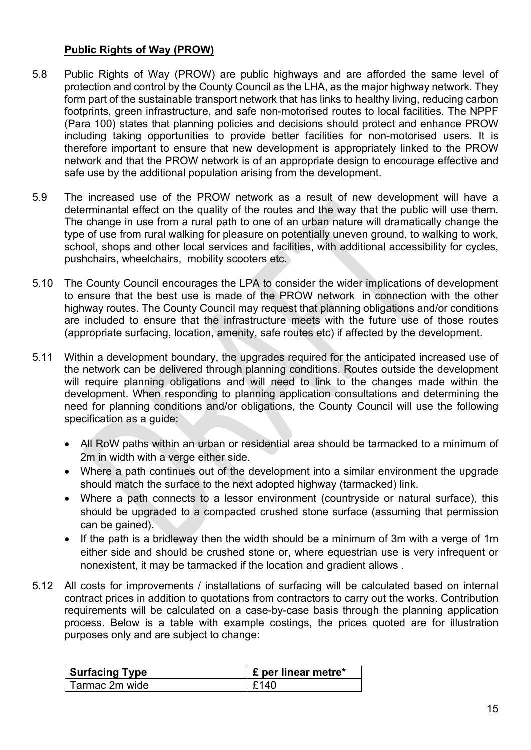## Public Rights of Way (PROW)

5.8 Public Rights of Way (PROW) are public highways and are afforded the same level of protection and control by the County Council as the LHA, as the major highway network. They form part of the sustainable transport network that has links to healthy living, reducing carbon footprints, green infrastructure, and safe non-motorised routes to local facilities. The NPPF (Para 100) states that planning policies and decisions should protect and enhance PROW including taking opportunities to provide better facilities for non-motorised users. It is therefore important to ensure that new development is appropriately linked to the PROW network and that the PROW network is of an appropriate design to encourage effective and safe use by the additional population arising from the development.

5.9 The increased use of the PROW network as a result of new development will have a determinantal effect on the quality of the routes and the way that the public will use them. The change in use from a rural path to one of an urban nature will dramatically change the type of use from rural walking for pleasure on potentially uneven ground, to walking to work, school, shops and other local services and facilities, with additional accessibility for cycles, pushchairs, wheelchairs, mobility scooters etc.

5.10 The County Council encourages the LPA to consider the wider implications of development to ensure that the best use is made of the PROW network in connection with the other highway routes. The County Council may request that planning obligations and/or conditions are included to ensure that the infrastructure meets with the future use of those routes (appropriate surfacing, location, amenity, safe routes etc) if affected by the development.

5.11 Within a development boundary, the upgrades required for the anticipated increased use of the network can be delivered through planning conditions. Routes outside the development will require planning obligations and will need to link to the changes made within the development. When responding to planning application consultations and determining the need for planning conditions and/or obligations, the County Council will use the following specification as a guide:

- All RoW paths within an urban or residential area should be tarmacked to a minimum of 2m in width with a verge either side.
- Where a path continues out of the development into a similar environment the upgrade should match the surface to the next adopted highway (tarmacked) link.
- Where a path connects to a lessor environment (countryside or natural surface), this should be upgraded to a compacted crushed stone surface (assuming that permission can be gained).
- If the path is a bridleway then the width should be a minimum of 3m with a verge of 1m either side and should be crushed stone or, where equestrian use is very infrequent or nonexistent, it may be tarmacked if the location and gradient allows .

5.12 All costs for improvements / installations of surfacing will be calculated based on internal contract prices in addition to quotations from contractors to carry out the works. Contribution requirements will be calculated on a case-by-case basis through the planning application process. Below is a table with example costings, the prices quoted are for illustration purposes only and are subject to change:

| Surfacing Type | £ per linear metre* |
|---|---|
| Tarmac 2m wide | £140 |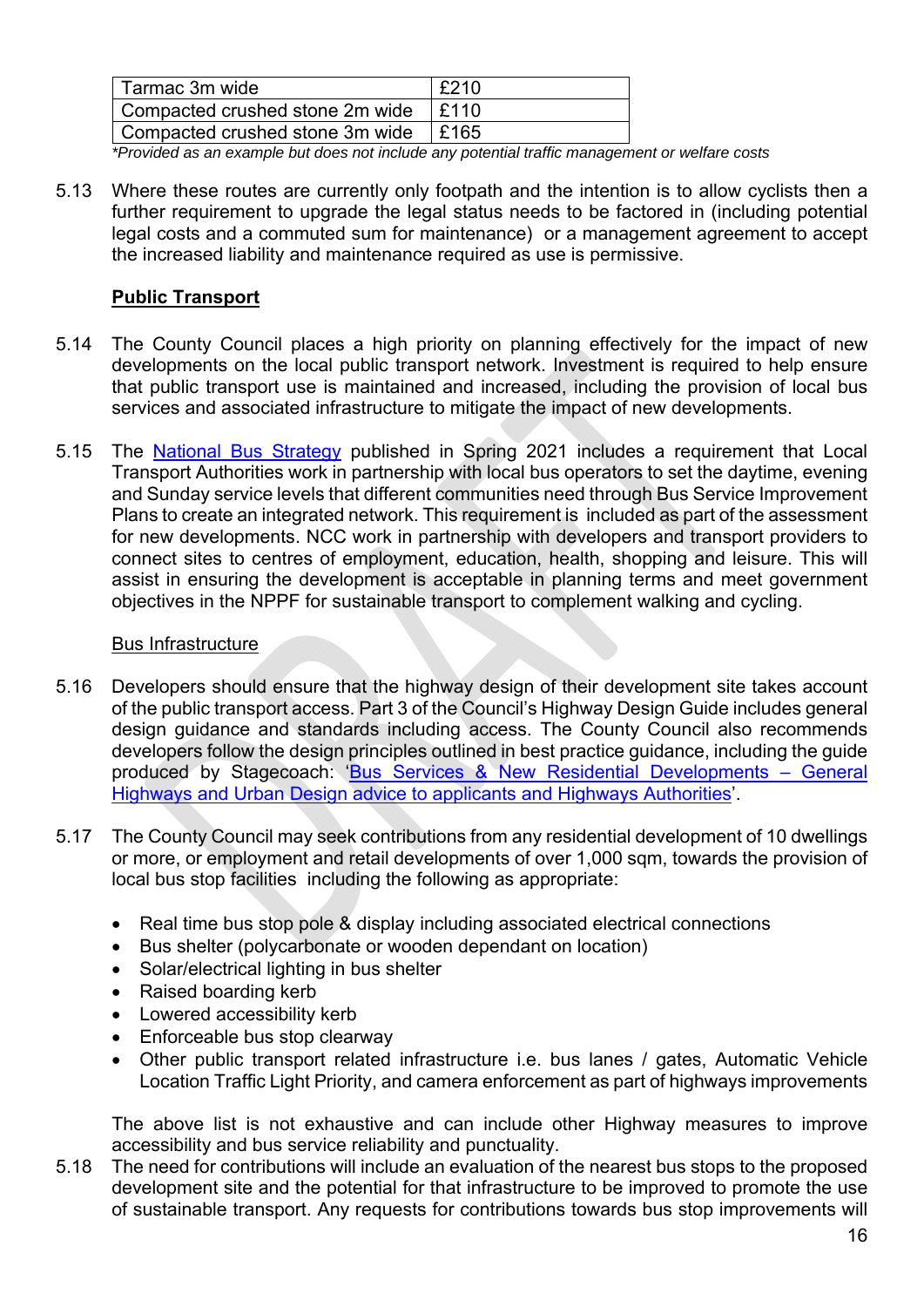| Tarmac 3m wide | £210 |
|---|---|
| Compacted crushed stone 2m wide | £110 |
| Compacted crushed stone 3m wide | £165 |

*Provided as an example but does not include any potential traffic management or welfare costs*

5.13 Where these routes are currently only footpath and the intention is to allow cyclists then a further requirement to upgrade the legal status needs to be factored in (including potential legal costs and a commuted sum for maintenance) or a management agreement to accept the increased liability and maintenance required as use is permissive.

**Public Transport**

5.14 The County Council places a high priority on planning effectively for the impact of new developments on the local public transport network. Investment is required to help ensure that public transport use is maintained and increased, including the provision of local bus services and associated infrastructure to mitigate the impact of new developments.

5.15 The National Bus Strategy published in Spring 2021 includes a requirement that Local Transport Authorities work in partnership with local bus operators to set the daytime, evening and Sunday service levels that different communities need through Bus Service Improvement Plans to create an integrated network. This requirement is included as part of the assessment for new developments. NCC work in partnership with developers and transport providers to connect sites to centres of employment, education, health, shopping and leisure. This will assist in ensuring the development is acceptable in planning terms and meet government objectives in the NPPF for sustainable transport to complement walking and cycling.

Bus Infrastructure

5.16 Developers should ensure that the highway design of their development site takes account of the public transport access. Part 3 of the Council's Highway Design Guide includes general design guidance and standards including access. The County Council also recommends developers follow the design principles outlined in best practice guidance, including the guide produced by Stagecoach: 'Bus Services & New Residential Developments – General Highways and Urban Design advice to applicants and Highways Authorities'.

5.17 The County Council may seek contributions from any residential development of 10 dwellings or more, or employment and retail developments of over 1,000 sqm, towards the provision of local bus stop facilities including the following as appropriate:

- Real time bus stop pole & display including associated electrical connections
- Bus shelter (polycarbonate or wooden dependant on location)
- Solar/electrical lighting in bus shelter
- Raised boarding kerb
- Lowered accessibility kerb
- Enforceable bus stop clearway
- Other public transport related infrastructure i.e. bus lanes / gates, Automatic Vehicle Location Traffic Light Priority, and camera enforcement as part of highways improvements

The above list is not exhaustive and can include other Highway measures to improve accessibility and bus service reliability and punctuality.

5.18 The need for contributions will include an evaluation of the nearest bus stops to the proposed development site and the potential for that infrastructure to be improved to promote the use of sustainable transport. Any requests for contributions towards bus stop improvements will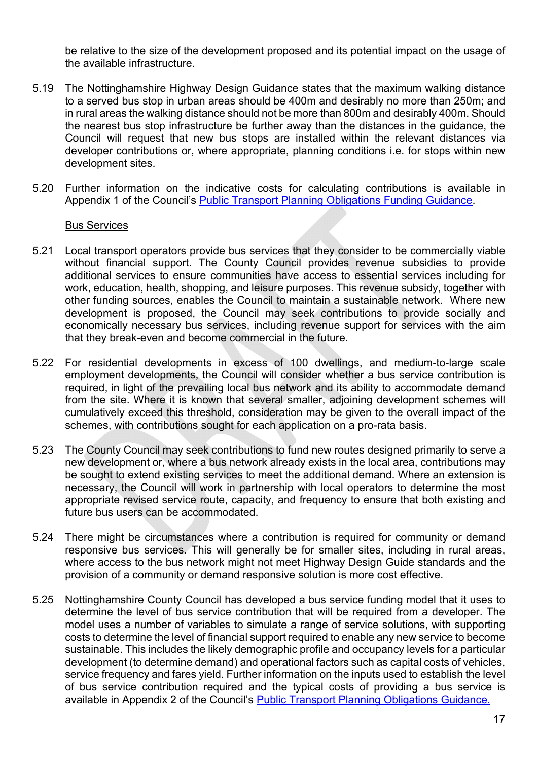be relative to the size of the development proposed and its potential impact on the usage of the available infrastructure.

5.19 The Nottinghamshire Highway Design Guidance states that the maximum walking distance to a served bus stop in urban areas should be 400m and desirably no more than 250m; and in rural areas the walking distance should not be more than 800m and desirably 400m. Should the nearest bus stop infrastructure be further away than the distances in the guidance, the Council will request that new bus stops are installed within the relevant distances via developer contributions or, where appropriate, planning conditions i.e. for stops within new development sites.

5.20 Further information on the indicative costs for calculating contributions is available in Appendix 1 of the Council's [Public Transport Planning Obligations Funding Guidance](#).

Bus Services

5.21 Local transport operators provide bus services that they consider to be commercially viable without financial support. The County Council provides revenue subsidies to provide additional services to ensure communities have access to essential services including for work, education, health, shopping, and leisure purposes. This revenue subsidy, together with other funding sources, enables the Council to maintain a sustainable network. Where new development is proposed, the Council may seek contributions to provide socially and economically necessary bus services, including revenue support for services with the aim that they break-even and become commercial in the future.

5.22 For residential developments in excess of 100 dwellings, and medium-to-large scale employment developments, the Council will consider whether a bus service contribution is required, in light of the prevailing local bus network and its ability to accommodate demand from the site. Where it is known that several smaller, adjoining development schemes will cumulatively exceed this threshold, consideration may be given to the overall impact of the schemes, with contributions sought for each application on a pro-rata basis.

5.23 The County Council may seek contributions to fund new routes designed primarily to serve a new development or, where a bus network already exists in the local area, contributions may be sought to extend existing services to meet the additional demand. Where an extension is necessary, the Council will work in partnership with local operators to determine the most appropriate revised service route, capacity, and frequency to ensure that both existing and future bus users can be accommodated.

5.24 There might be circumstances where a contribution is required for community or demand responsive bus services. This will generally be for smaller sites, including in rural areas, where access to the bus network might not meet Highway Design Guide standards and the provision of a community or demand responsive solution is more cost effective.

5.25 Nottinghamshire County Council has developed a bus service funding model that it uses to determine the level of bus service contribution that will be required from a developer. The model uses a number of variables to simulate a range of service solutions, with supporting costs to determine the level of financial support required to enable any new service to become sustainable. This includes the likely demographic profile and occupancy levels for a particular development (to determine demand) and operational factors such as capital costs of vehicles, service frequency and fares yield. Further information on the inputs used to establish the level of bus service contribution required and the typical costs of providing a bus service is available in Appendix 2 of the Council's [Public Transport Planning Obligations Guidance.](#)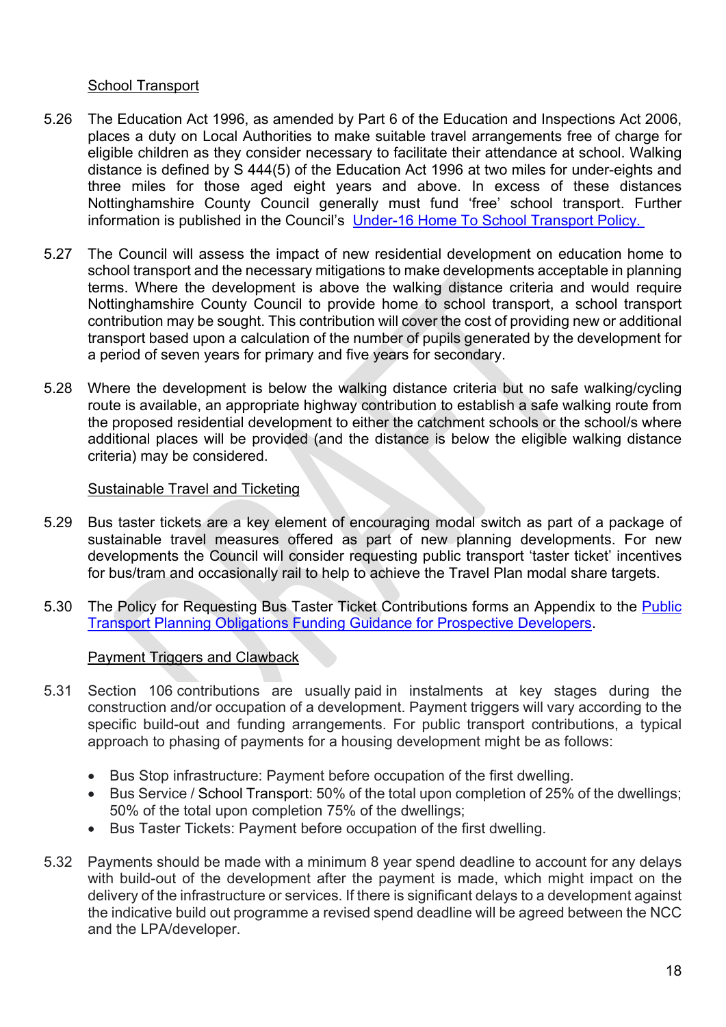### School Transport

5.26 The Education Act 1996, as amended by Part 6 of the Education and Inspections Act 2006, places a duty on Local Authorities to make suitable travel arrangements free of charge for eligible children as they consider necessary to facilitate their attendance at school. Walking distance is defined by S 444(5) of the Education Act 1996 at two miles for under-eights and three miles for those aged eight years and above. In excess of these distances Nottinghamshire County Council generally must fund 'free' school transport. Further information is published in the Council's [Under-16 Home To School Transport Policy.]()

5.27 The Council will assess the impact of new residential development on education home to school transport and the necessary mitigations to make developments acceptable in planning terms. Where the development is above the walking distance criteria and would require Nottinghamshire County Council to provide home to school transport, a school transport contribution may be sought. This contribution will cover the cost of providing new or additional transport based upon a calculation of the number of pupils generated by the development for a period of seven years for primary and five years for secondary.

5.28 Where the development is below the walking distance criteria but no safe walking/cycling route is available, an appropriate highway contribution to establish a safe walking route from the proposed residential development to either the catchment schools or the school/s where additional places will be provided (and the distance is below the eligible walking distance criteria) may be considered.

### Sustainable Travel and Ticketing

5.29 Bus taster tickets are a key element of encouraging modal switch as part of a package of sustainable travel measures offered as part of new planning developments. For new developments the Council will consider requesting public transport 'taster ticket' incentives for bus/tram and occasionally rail to help to achieve the Travel Plan modal share targets.

5.30 The Policy for Requesting Bus Taster Ticket Contributions forms an Appendix to the [Public Transport Planning Obligations Funding Guidance for Prospective Developers]().

### Payment Triggers and Clawback

5.31 Section 106 contributions are usually paid in instalments at key stages during the construction and/or occupation of a development. Payment triggers will vary according to the specific build-out and funding arrangements. For public transport contributions, a typical approach to phasing of payments for a housing development might be as follows:

- Bus Stop infrastructure: Payment before occupation of the first dwelling.
- Bus Service / School Transport: 50% of the total upon completion of 25% of the dwellings; 50% of the total upon completion 75% of the dwellings;
- Bus Taster Tickets: Payment before occupation of the first dwelling.

5.32 Payments should be made with a minimum 8 year spend deadline to account for any delays with build-out of the development after the payment is made, which might impact on the delivery of the infrastructure or services. If there is significant delays to a development against the indicative build out programme a revised spend deadline will be agreed between the NCC and the LPA/developer.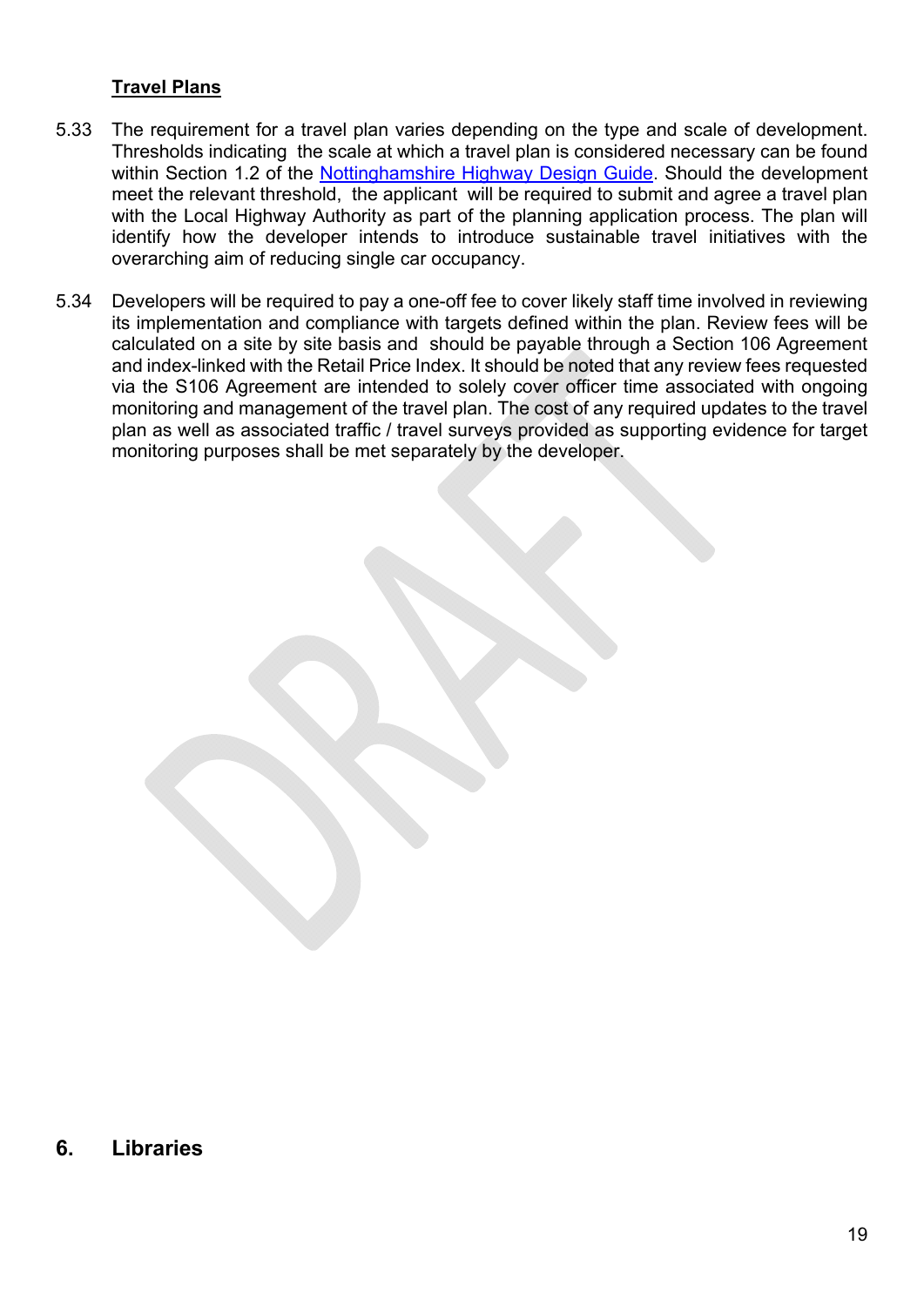**Travel Plans**

5.33 The requirement for a travel plan varies depending on the type and scale of development. Thresholds indicating the scale at which a travel plan is considered necessary can be found within Section 1.2 of the [Nottinghamshire Highway Design Guide](). Should the development meet the relevant threshold, the applicant will be required to submit and agree a travel plan with the Local Highway Authority as part of the planning application process. The plan will identify how the developer intends to introduce sustainable travel initiatives with the overarching aim of reducing single car occupancy.

5.34 Developers will be required to pay a one-off fee to cover likely staff time involved in reviewing its implementation and compliance with targets defined within the plan. Review fees will be calculated on a site by site basis and should be payable through a Section 106 Agreement and index-linked with the Retail Price Index. It should be noted that any review fees requested via the S106 Agreement are intended to solely cover officer time associated with ongoing monitoring and management of the travel plan. The cost of any required updates to the travel plan as well as associated traffic / travel surveys provided as supporting evidence for target monitoring purposes shall be met separately by the developer.

# 6. Libraries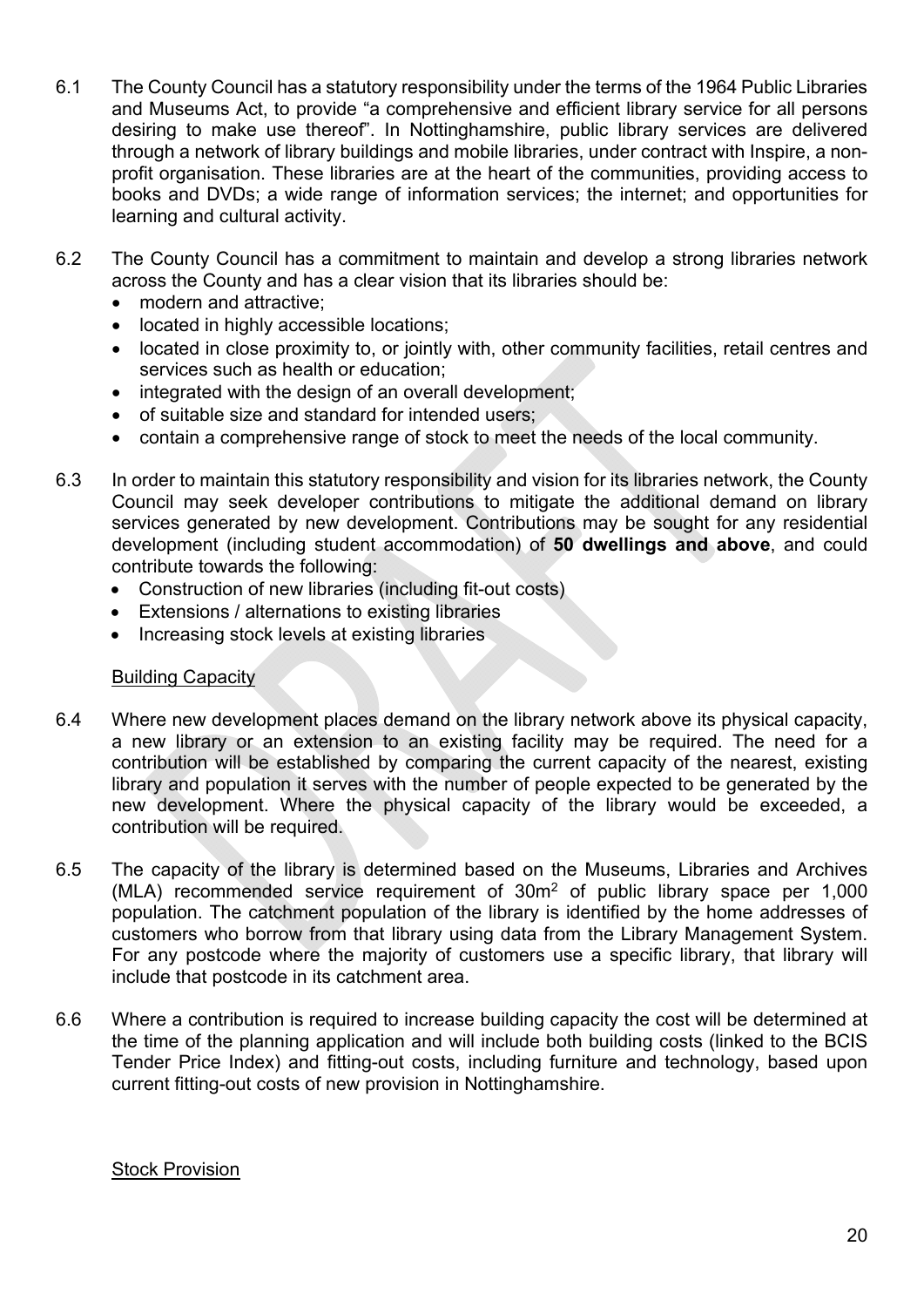6.1 The County Council has a statutory responsibility under the terms of the 1964 Public Libraries and Museums Act, to provide "a comprehensive and efficient library service for all persons desiring to make use thereof". In Nottinghamshire, public library services are delivered through a network of library buildings and mobile libraries, under contract with Inspire, a non-profit organisation. These libraries are at the heart of the communities, providing access to books and DVDs; a wide range of information services; the internet; and opportunities for learning and cultural activity.

6.2 The County Council has a commitment to maintain and develop a strong libraries network across the County and has a clear vision that its libraries should be:

- modern and attractive;
- located in highly accessible locations;
- located in close proximity to, or jointly with, other community facilities, retail centres and services such as health or education;
- integrated with the design of an overall development;
- of suitable size and standard for intended users;
- contain a comprehensive range of stock to meet the needs of the local community.

6.3 In order to maintain this statutory responsibility and vision for its libraries network, the County Council may seek developer contributions to mitigate the additional demand on library services generated by new development. Contributions may be sought for any residential development (including student accommodation) of **50 dwellings and above**, and could contribute towards the following:

- Construction of new libraries (including fit-out costs)
- Extensions / alternations to existing libraries
- Increasing stock levels at existing libraries

Building Capacity

6.4 Where new development places demand on the library network above its physical capacity, a new library or an extension to an existing facility may be required. The need for a contribution will be established by comparing the current capacity of the nearest, existing library and population it serves with the number of people expected to be generated by the new development. Where the physical capacity of the library would be exceeded, a contribution will be required.

6.5 The capacity of the library is determined based on the Museums, Libraries and Archives (MLA) recommended service requirement of $30m^2$ of public library space per 1,000 population. The catchment population of the library is identified by the home addresses of customers who borrow from that library using data from the Library Management System. For any postcode where the majority of customers use a specific library, that library will include that postcode in its catchment area.

6.6 Where a contribution is required to increase building capacity the cost will be determined at the time of the planning application and will include both building costs (linked to the BCIS Tender Price Index) and fitting-out costs, including furniture and technology, based upon current fitting-out costs of new provision in Nottinghamshire.

Stock Provision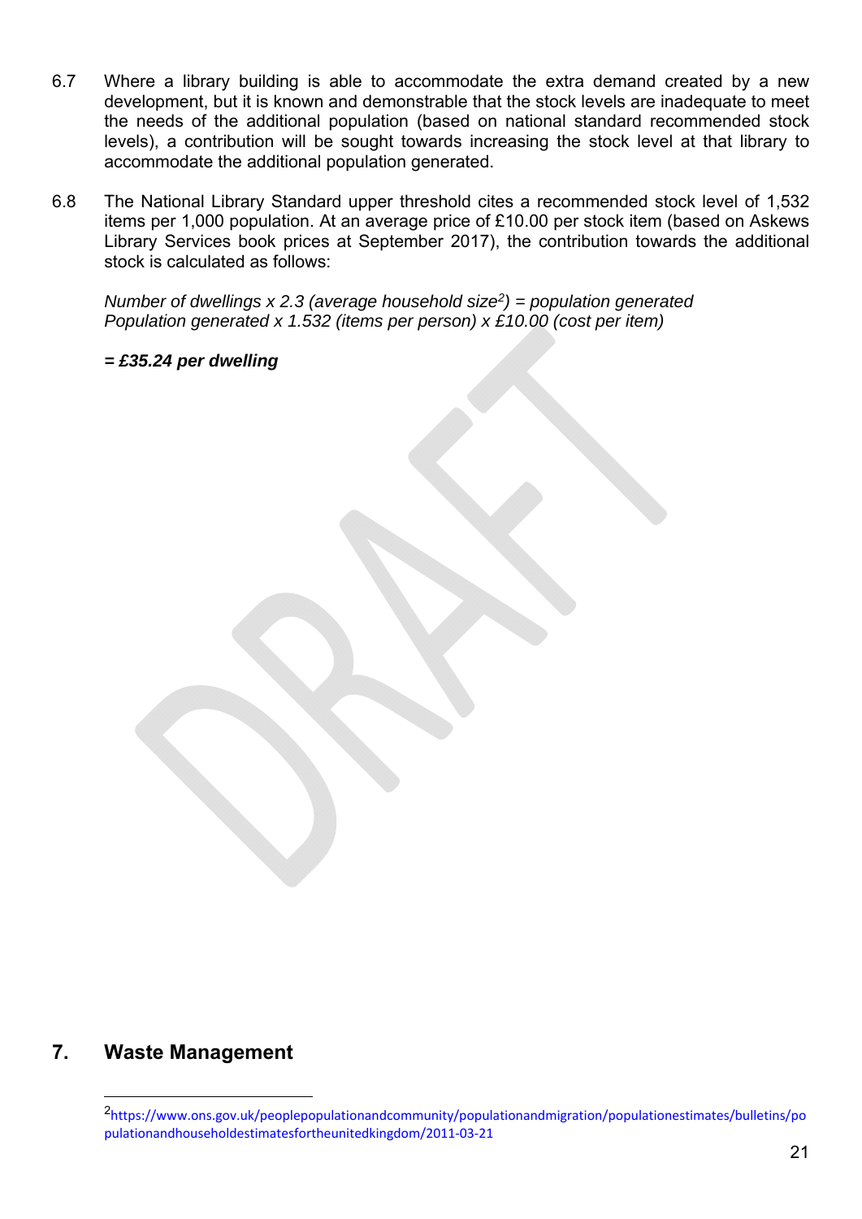6.7 Where a library building is able to accommodate the extra demand created by a new development, but it is known and demonstrable that the stock levels are inadequate to meet the needs of the additional population (based on national standard recommended stock levels), a contribution will be sought towards increasing the stock level at that library to accommodate the additional population generated.

6.8 The National Library Standard upper threshold cites a recommended stock level of 1,532 items per 1,000 population. At an average price of £10.00 per stock item (based on Askews Library Services book prices at September 2017), the contribution towards the additional stock is calculated as follows:

*Number of dwellings x 2.3 (average household size[2]) = population generated*
*Population generated x 1.532 (items per person) x £10.00 (cost per item)*

***= £35.24 per dwelling***

## 7. Waste Management

[2] https://www.ons.gov.uk/peoplepopulationandcommunity/populationandmigration/populationestimates/bulletins/populationandhouseholdestimatesfortheunitedkingdom/2011-03-21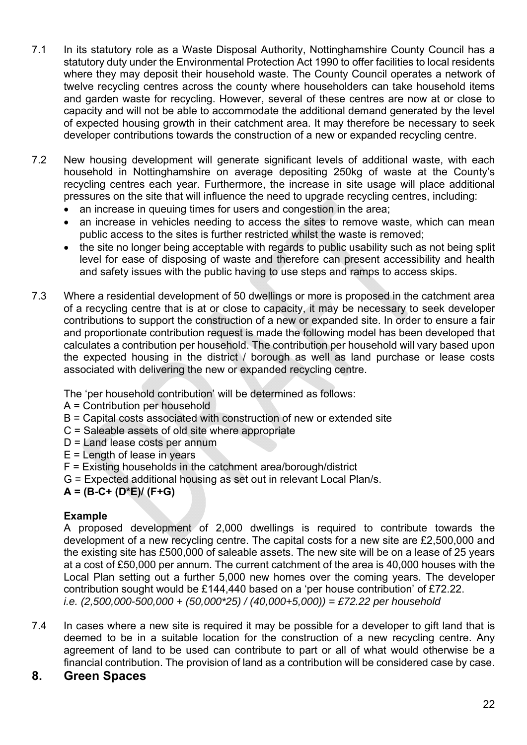7.1 In its statutory role as a Waste Disposal Authority, Nottinghamshire County Council has a statutory duty under the Environmental Protection Act 1990 to offer facilities to local residents where they may deposit their household waste. The County Council operates a network of twelve recycling centres across the county where householders can take household items and garden waste for recycling. However, several of these centres are now at or close to capacity and will not be able to accommodate the additional demand generated by the level of expected housing growth in their catchment area. It may therefore be necessary to seek developer contributions towards the construction of a new or expanded recycling centre.

7.2 New housing development will generate significant levels of additional waste, with each household in Nottinghamshire on average depositing 250kg of waste at the County's recycling centres each year. Furthermore, the increase in site usage will place additional pressures on the site that will influence the need to upgrade recycling centres, including:

- an increase in queuing times for users and congestion in the area;
- an increase in vehicles needing to access the sites to remove waste, which can mean public access to the sites is further restricted whilst the waste is removed;
- the site no longer being acceptable with regards to public usability such as not being split level for ease of disposing of waste and therefore can present accessibility and health and safety issues with the public having to use steps and ramps to access skips.

7.3 Where a residential development of 50 dwellings or more is proposed in the catchment area of a recycling centre that is at or close to capacity, it may be necessary to seek developer contributions to support the construction of a new or expanded site. In order to ensure a fair and proportionate contribution request is made the following model has been developed that calculates a contribution per household. The contribution per household will vary based upon the expected housing in the district / borough as well as land purchase or lease costs associated with delivering the new or expanded recycling centre.

The 'per household contribution' will be determined as follows:

A = Contribution per household
B = Capital costs associated with construction of new or extended site
C = Saleable assets of old site where appropriate
D = Land lease costs per annum
E = Length of lease in years
F = Existing households in the catchment area/borough/district
G = Expected additional housing as set out in relevant Local Plan/s.

**A = (B-C+ (D*E)/ (F+G)**

**Example**

A proposed development of 2,000 dwellings is required to contribute towards the development of a new recycling centre. The capital costs for a new site are £2,500,000 and the existing site has £500,000 of saleable assets. The new site will be on a lease of 25 years at a cost of £50,000 per annum. The current catchment of the area is 40,000 houses with the Local Plan setting out a further 5,000 new homes over the coming years. The developer contribution sought would be £144,440 based on a 'per house contribution' of £72.22.

*i.e. (2,500,000-500,000 + (50,000*25) / (40,000+5,000)) = £72.22 per household*

7.4 In cases where a new site is required it may be possible for a developer to gift land that is deemed to be in a suitable location for the construction of a new recycling centre. Any agreement of land to be used can contribute to part or all of what would otherwise be a financial contribution. The provision of land as a contribution will be considered case by case.

## 8. Green Spaces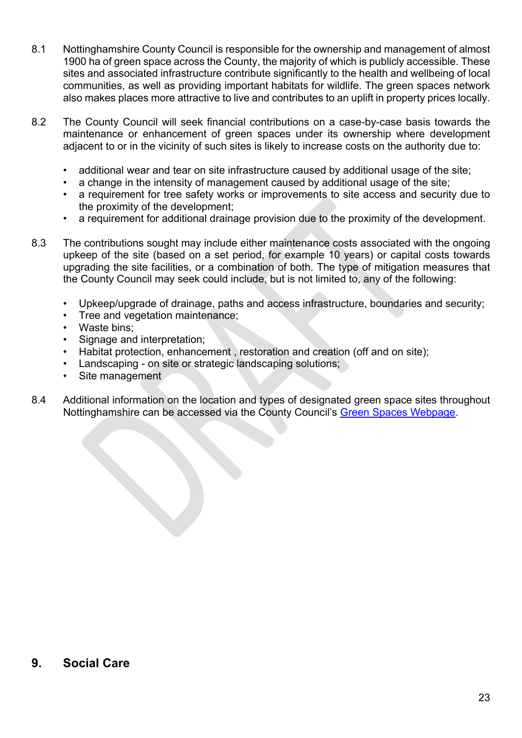8.1 Nottinghamshire County Council is responsible for the ownership and management of almost 1900 ha of green space across the County, the majority of which is publicly accessible. These sites and associated infrastructure contribute significantly to the health and wellbeing of local communities, as well as providing important habitats for wildlife. The green spaces network also makes places more attractive to live and contributes to an uplift in property prices locally.

8.2 The County Council will seek financial contributions on a case-by-case basis towards the maintenance or enhancement of green spaces under its ownership where development adjacent to or in the vicinity of such sites is likely to increase costs on the authority due to:

- additional wear and tear on site infrastructure caused by additional usage of the site;
- a change in the intensity of management caused by additional usage of the site;
- a requirement for tree safety works or improvements to site access and security due to the proximity of the development;
- a requirement for additional drainage provision due to the proximity of the development.

8.3 The contributions sought may include either maintenance costs associated with the ongoing upkeep of the site (based on a set period, for example 10 years) or capital costs towards upgrading the site facilities, or a combination of both. The type of mitigation measures that the County Council may seek could include, but is not limited to, any of the following:

- Upkeep/upgrade of drainage, paths and access infrastructure, boundaries and security;
- Tree and vegetation maintenance;
- Waste bins;
- Signage and interpretation;
- Habitat protection, enhancement , restoration and creation (off and on site);
- Landscaping - on site or strategic landscaping solutions;
- Site management

8.4 Additional information on the location and types of designated green space sites throughout Nottinghamshire can be accessed via the County Council's Green Spaces Webpage.

## 9. Social Care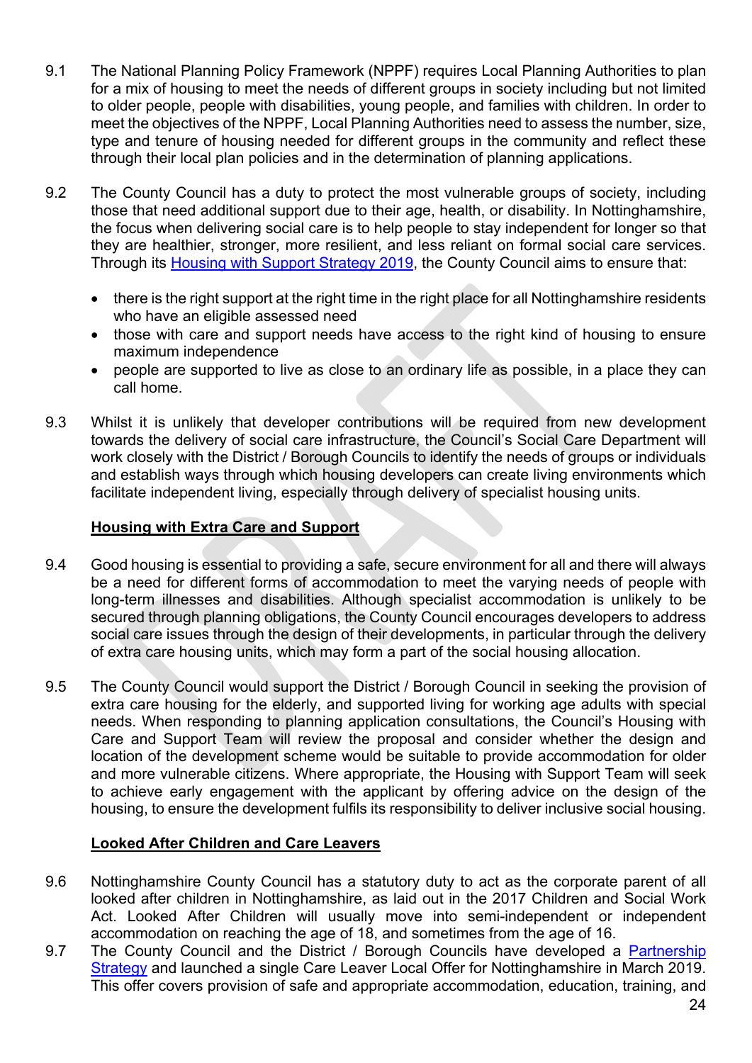9.1 The National Planning Policy Framework (NPPF) requires Local Planning Authorities to plan for a mix of housing to meet the needs of different groups in society including but not limited to older people, people with disabilities, young people, and families with children. In order to meet the objectives of the NPPF, Local Planning Authorities need to assess the number, size, type and tenure of housing needed for different groups in the community and reflect these through their local plan policies and in the determination of planning applications.

9.2 The County Council has a duty to protect the most vulnerable groups of society, including those that need additional support due to their age, health, or disability. In Nottinghamshire, the focus when delivering social care is to help people to stay independent for longer so that they are healthier, stronger, more resilient, and less reliant on formal social care services. Through its [Housing with Support Strategy 2019](), the County Council aims to ensure that:

- there is the right support at the right time in the right place for all Nottinghamshire residents who have an eligible assessed need
- those with care and support needs have access to the right kind of housing to ensure maximum independence
- people are supported to live as close to an ordinary life as possible, in a place they can call home.

9.3 Whilst it is unlikely that developer contributions will be required from new development towards the delivery of social care infrastructure, the Council's Social Care Department will work closely with the District / Borough Councils to identify the needs of groups or individuals and establish ways through which housing developers can create living environments which facilitate independent living, especially through delivery of specialist housing units.

**Housing with Extra Care and Support**

9.4 Good housing is essential to providing a safe, secure environment for all and there will always be a need for different forms of accommodation to meet the varying needs of people with long-term illnesses and disabilities. Although specialist accommodation is unlikely to be secured through planning obligations, the County Council encourages developers to address social care issues through the design of their developments, in particular through the delivery of extra care housing units, which may form a part of the social housing allocation.

9.5 The County Council would support the District / Borough Council in seeking the provision of extra care housing for the elderly, and supported living for working age adults with special needs. When responding to planning application consultations, the Council's Housing with Care and Support Team will review the proposal and consider whether the design and location of the development scheme would be suitable to provide accommodation for older and more vulnerable citizens. Where appropriate, the Housing with Support Team will seek to achieve early engagement with the applicant by offering advice on the design of the housing, to ensure the development fulfils its responsibility to deliver inclusive social housing.

**Looked After Children and Care Leavers**

9.6 Nottinghamshire County Council has a statutory duty to act as the corporate parent of all looked after children in Nottinghamshire, as laid out in the 2017 Children and Social Work Act. Looked After Children will usually move into semi-independent or independent accommodation on reaching the age of 18, and sometimes from the age of 16.

9.7 The County Council and the District / Borough Councils have developed a [Partnership Strategy]() and launched a single Care Leaver Local Offer for Nottinghamshire in March 2019. This offer covers provision of safe and appropriate accommodation, education, training, and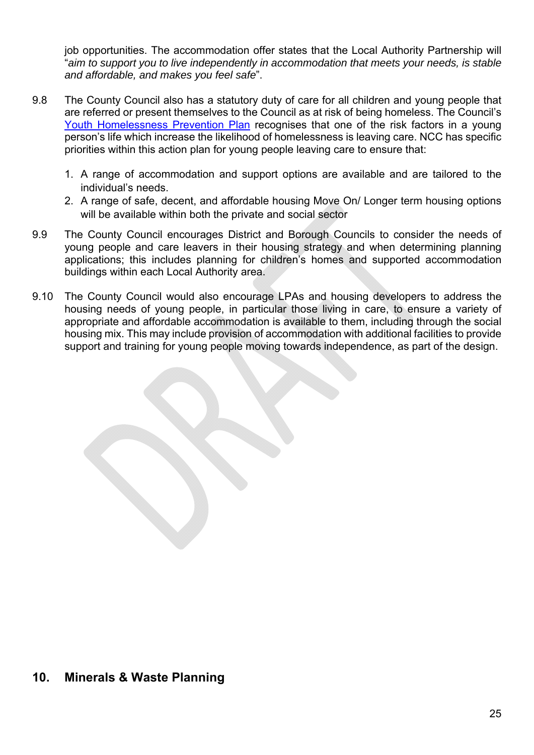job opportunities. The accommodation offer states that the Local Authority Partnership will "*aim to support you to live independently in accommodation that meets your needs, is stable and affordable, and makes you feel safe*".

9.8 The County Council also has a statutory duty of care for all children and young people that are referred or present themselves to the Council as at risk of being homeless. The Council's Youth Homelessness Prevention Plan recognises that one of the risk factors in a young person's life which increase the likelihood of homelessness is leaving care. NCC has specific priorities within this action plan for young people leaving care to ensure that:

1. A range of accommodation and support options are available and are tailored to the individual's needs.
2. A range of safe, decent, and affordable housing Move On/ Longer term housing options will be available within both the private and social sector

9.9 The County Council encourages District and Borough Councils to consider the needs of young people and care leavers in their housing strategy and when determining planning applications; this includes planning for children's homes and supported accommodation buildings within each Local Authority area.

9.10 The County Council would also encourage LPAs and housing developers to address the housing needs of young people, in particular those living in care, to ensure a variety of appropriate and affordable accommodation is available to them, including through the social housing mix. This may include provision of accommodation with additional facilities to provide support and training for young people moving towards independence, as part of the design.

## 10. Minerals & Waste Planning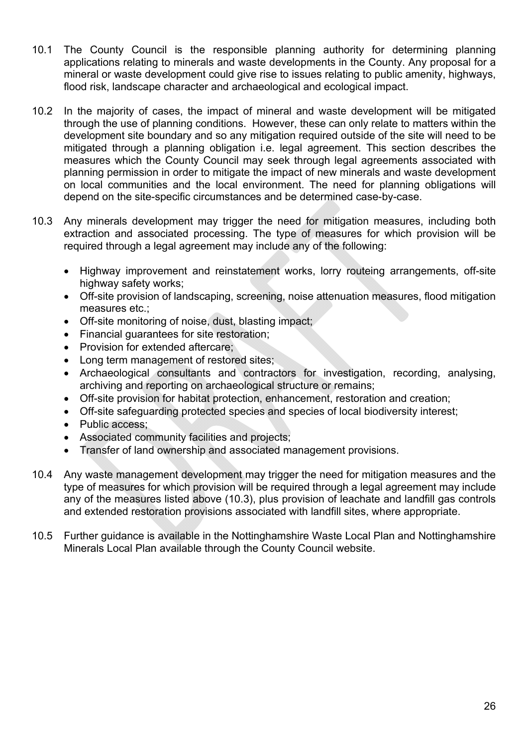10.1 The County Council is the responsible planning authority for determining planning applications relating to minerals and waste developments in the County. Any proposal for a mineral or waste development could give rise to issues relating to public amenity, highways, flood risk, landscape character and archaeological and ecological impact.

10.2 In the majority of cases, the impact of mineral and waste development will be mitigated through the use of planning conditions. However, these can only relate to matters within the development site boundary and so any mitigation required outside of the site will need to be mitigated through a planning obligation i.e. legal agreement. This section describes the measures which the County Council may seek through legal agreements associated with planning permission in order to mitigate the impact of new minerals and waste development on local communities and the local environment. The need for planning obligations will depend on the site-specific circumstances and be determined case-by-case.

10.3 Any minerals development may trigger the need for mitigation measures, including both extraction and associated processing. The type of measures for which provision will be required through a legal agreement may include any of the following:

- Highway improvement and reinstatement works, lorry routeing arrangements, off-site highway safety works;
- Off-site provision of landscaping, screening, noise attenuation measures, flood mitigation measures etc.;
- Off-site monitoring of noise, dust, blasting impact;
- Financial guarantees for site restoration;
- Provision for extended aftercare;
- Long term management of restored sites;
- Archaeological consultants and contractors for investigation, recording, analysing, archiving and reporting on archaeological structure or remains;
- Off-site provision for habitat protection, enhancement, restoration and creation;
- Off-site safeguarding protected species and species of local biodiversity interest;
- Public access;
- Associated community facilities and projects;
- Transfer of land ownership and associated management provisions.

10.4 Any waste management development may trigger the need for mitigation measures and the type of measures for which provision will be required through a legal agreement may include any of the measures listed above (10.3), plus provision of leachate and landfill gas controls and extended restoration provisions associated with landfill sites, where appropriate.

10.5 Further guidance is available in the Nottinghamshire Waste Local Plan and Nottinghamshire Minerals Local Plan available through the County Council website.